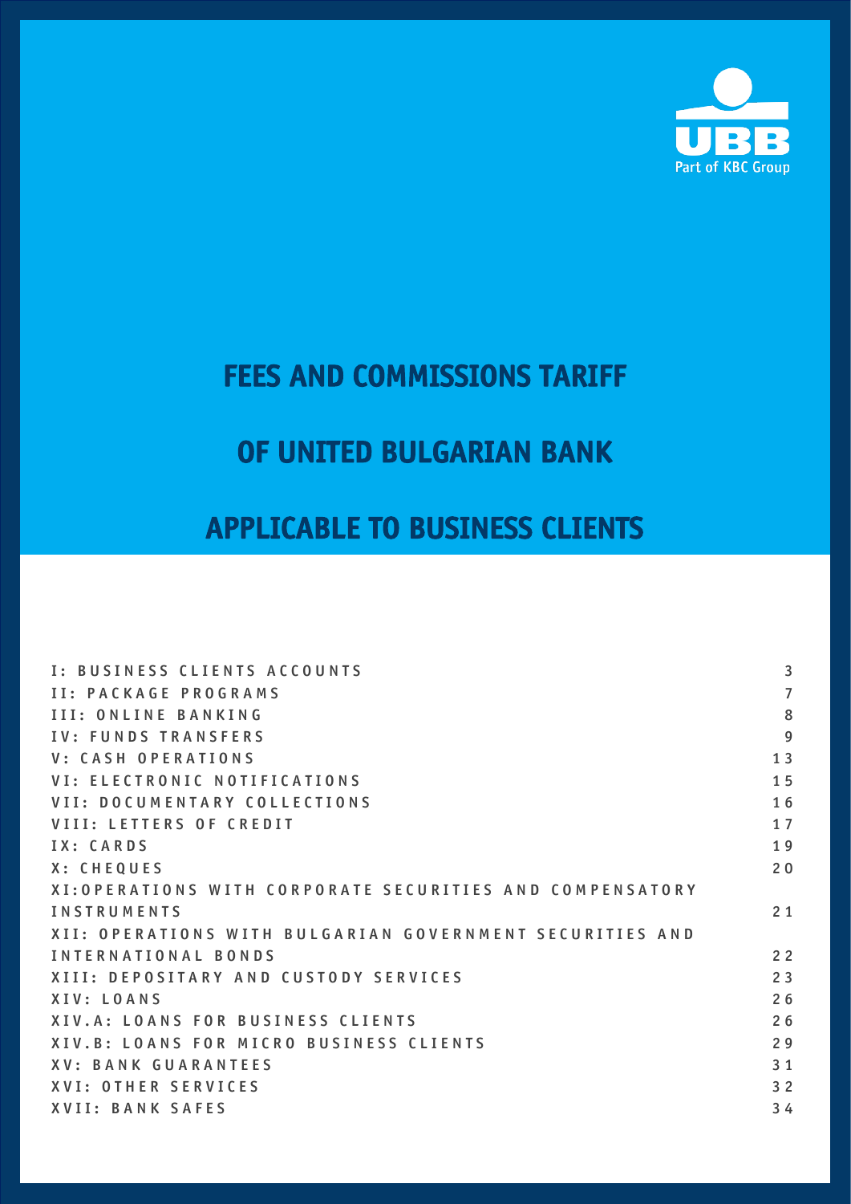UBB

Part of KBC Group

# FEES AND COMMISSIONS TARIFF

# OF UNITED BULGARIAN BANK

# APPLICABLE TO BUSINESS CLIENTS

| | |
|---|---|
| I: BUSINESS CLIENTS ACCOUNTS | 3 |
| II: PACKAGE PROGRAMS | 7 |
| III: ONLINE BANKING | 8 |
| IV: FUNDS TRANSFERS | 9 |
| V: CASH OPERATIONS | 13 |
| VI: ELECTRONIC NOTIFICATIONS | 15 |
| VII: DOCUMENTARY COLLECTIONS | 16 |
| VIII: LETTERS OF CREDIT | 17 |
| IX: CARDS | 19 |
| X: CHEQUES | 20 |
| XI:OPERATIONS WITH CORPORATE SECURITIES AND COMPENSATORY INSTRUMENTS | 21 |
| XII: OPERATIONS WITH BULGARIAN GOVERNMENT SECURITIES AND INTERNATIONAL BONDS | 22 |
| XIII: DEPOSITARY AND CUSTODY SERVICES | 23 |
| XIV: LOANS | 26 |
| XIV.A: LOANS FOR BUSINESS CLIENTS | 26 |
| XIV.B: LOANS FOR MICRO BUSINESS CLIENTS | 29 |
| XV: BANK GUARANTEES | 31 |
| XVI: OTHER SERVICES | 32 |
| XVII: BANK SAFES | 34 |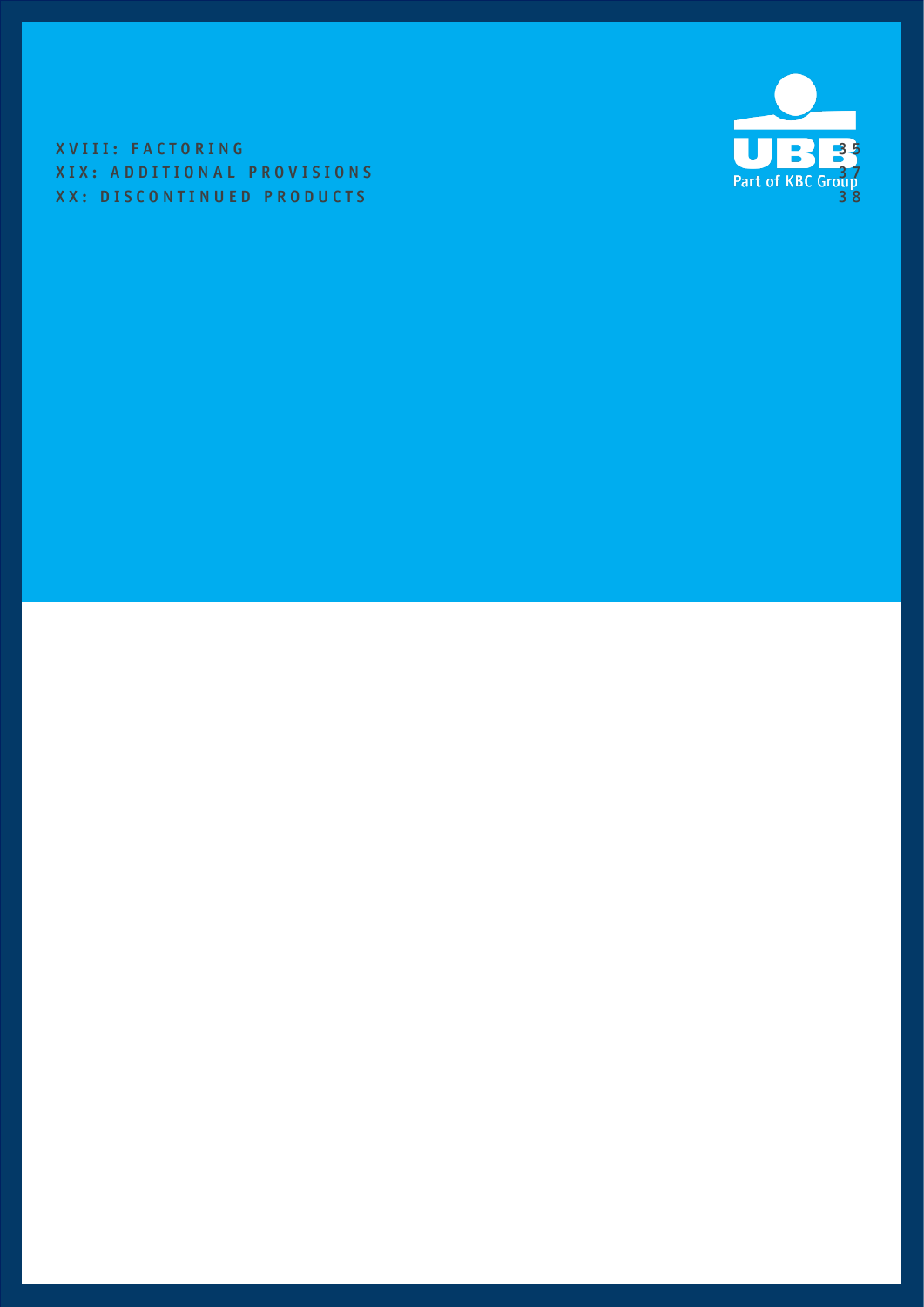XVIII: FACTORING 35

XIX: ADDITIONAL PROVISIONS 37

XX: DISCONTINUED PRODUCTS 38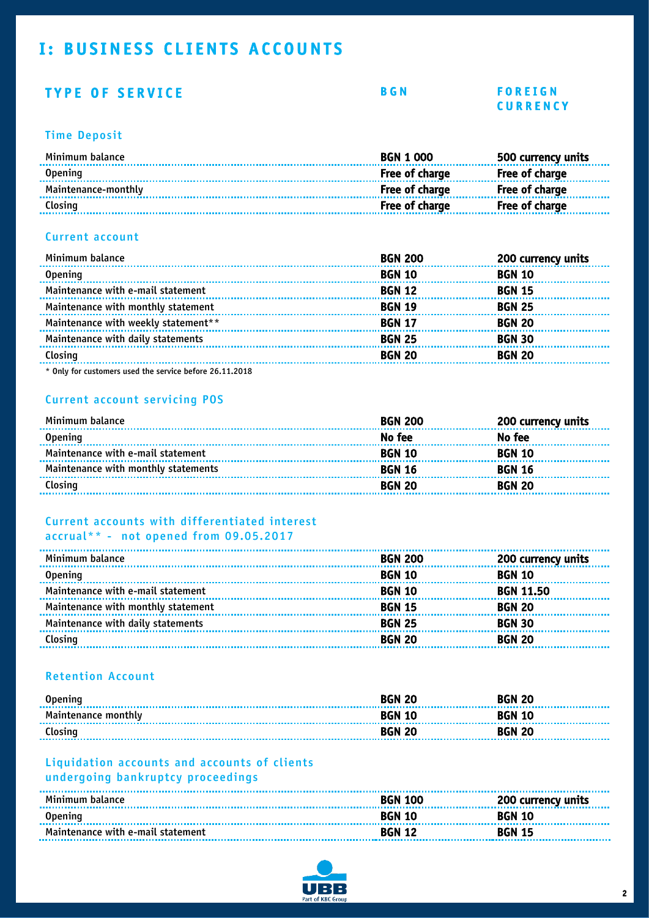# I: BUSINESS CLIENTS ACCOUNTS

| TYPE OF SERVICE | BGN | FOREIGN CURRENCY |
|---|---|---|

### Time Deposit

| | | |
|---|---|---|
| Minimum balance | BGN 1 000 | 500 currency units |
| Opening | Free of charge | Free of charge |
| Maintenance-monthly | Free of charge | Free of charge |
| Closing | Free of charge | Free of charge |

### Current account

| | | |
|---|---|---|
| Minimum balance | BGN 200 | 200 currency units |
| Opening | BGN 10 | BGN 10 |
| Maintenance with e-mail statement | BGN 12 | BGN 15 |
| Maintenance with monthly statement | BGN 19 | BGN 25 |
| Maintenance with weekly statement** | BGN 17 | BGN 20 |
| Maintenance with daily statements | BGN 25 | BGN 30 |
| Closing | BGN 20 | BGN 20 |

* Only for customers used the service before 26.11.2018

### Current account servicing POS

| | | |
|---|---|---|
| Minimum balance | BGN 200 | 200 currency units |
| Opening | No fee | No fee |
| Maintenance with e-mail statement | BGN 10 | BGN 10 |
| Maintenance with monthly statements | BGN 16 | BGN 16 |
| Closing | BGN 20 | BGN 20 |

### Current accounts with differentiated interest accrual** - not opened from 09.05.2017

| | | |
|---|---|---|
| Minimum balance | BGN 200 | 200 currency units |
| Opening | BGN 10 | BGN 10 |
| Maintenance with e-mail statement | BGN 10 | BGN 11.50 |
| Maintenance with monthly statement | BGN 15 | BGN 20 |
| Maintenance with daily statements | BGN 25 | BGN 30 |
| Closing | BGN 20 | BGN 20 |

### Retention Account

| | | |
|---|---|---|
| Opening | BGN 20 | BGN 20 |
| Maintenance monthly | BGN 10 | BGN 10 |
| Closing | BGN 20 | BGN 20 |

### Liquidation accounts and accounts of clients undergoing bankruptcy proceedings

| | | |
|---|---|---|
| Minimum balance | BGN 100 | 200 currency units |
| Opening | BGN 10 | BGN 10 |
| Maintenance with e-mail statement | BGN 12 | BGN 15 |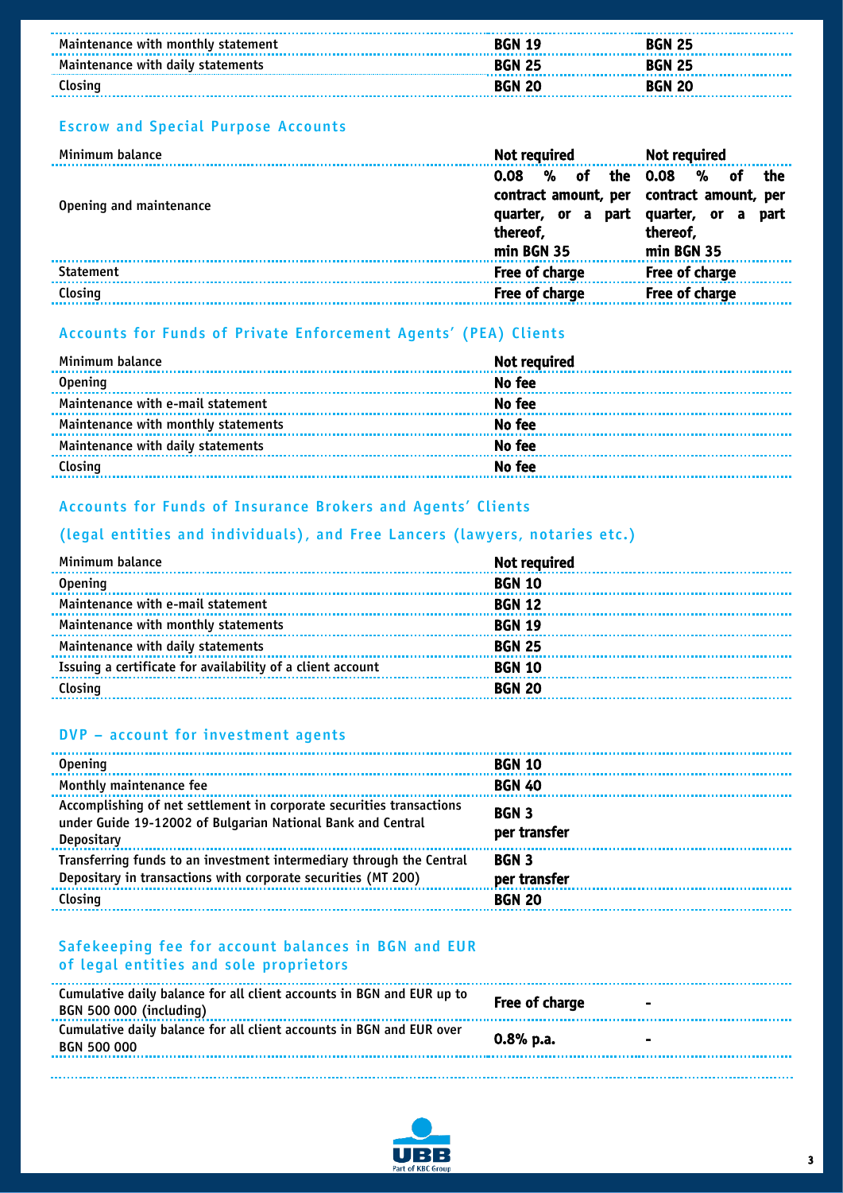| | | |
|---|---|---|
| Maintenance with monthly statement | **BGN 19** | **BGN 25** |
| Maintenance with daily statements | **BGN 25** | **BGN 25** |
| Closing | **BGN 20** | **BGN 20** |

## Escrow and Special Purpose Accounts

| | | |
|---|---|---|
| Minimum balance | **Not required** | **Not required** |
| Opening and maintenance | **0.08 % of the contract amount, per quarter, or a part thereof, min BGN 35** | **0.08 % of the contract amount, per quarter, or a part thereof, min BGN 35** |
| Statement | **Free of charge** | **Free of charge** |
| Closing | **Free of charge** | **Free of charge** |

## Accounts for Funds of Private Enforcement Agents' (PEA) Clients

| | |
|---|---|
| Minimum balance | **Not required** |
| Opening | **No fee** |
| Maintenance with e-mail statement | **No fee** |
| Maintenance with monthly statements | **No fee** |
| Maintenance with daily statements | **No fee** |
| Closing | **No fee** |

## Accounts for Funds of Insurance Brokers and Agents' Clients (legal entities and individuals), and Free Lancers (lawyers, notaries etc.)

| | |
|---|---|
| Minimum balance | **Not required** |
| Opening | **BGN 10** |
| Maintenance with e-mail statement | **BGN 12** |
| Maintenance with monthly statements | **BGN 19** |
| Maintenance with daily statements | **BGN 25** |
| Issuing a certificate for availability of a client account | **BGN 10** |
| Closing | **BGN 20** |

## DVP – account for investment agents

| | |
|---|---|
| Opening | **BGN 10** |
| Monthly maintenance fee | **BGN 40** |
| Accomplishing of net settlement in corporate securities transactions under Guide 19-12002 of Bulgarian National Bank and Central Depositary | **BGN 3 per transfer** |
| Transferring funds to an investment intermediary through the Central Depositary in transactions with corporate securities (MT 200) | **BGN 3 per transfer** |
| Closing | **BGN 20** |

## Safekeeping fee for account balances in BGN and EUR of legal entities and sole proprietors

| | | |
|---|---|---|
| Cumulative daily balance for all client accounts in BGN and EUR up to BGN 500 000 (including) | **Free of charge** | **-** |
| Cumulative daily balance for all client accounts in BGN and EUR over BGN 500 000 | **0.8% p.a.** | **-** |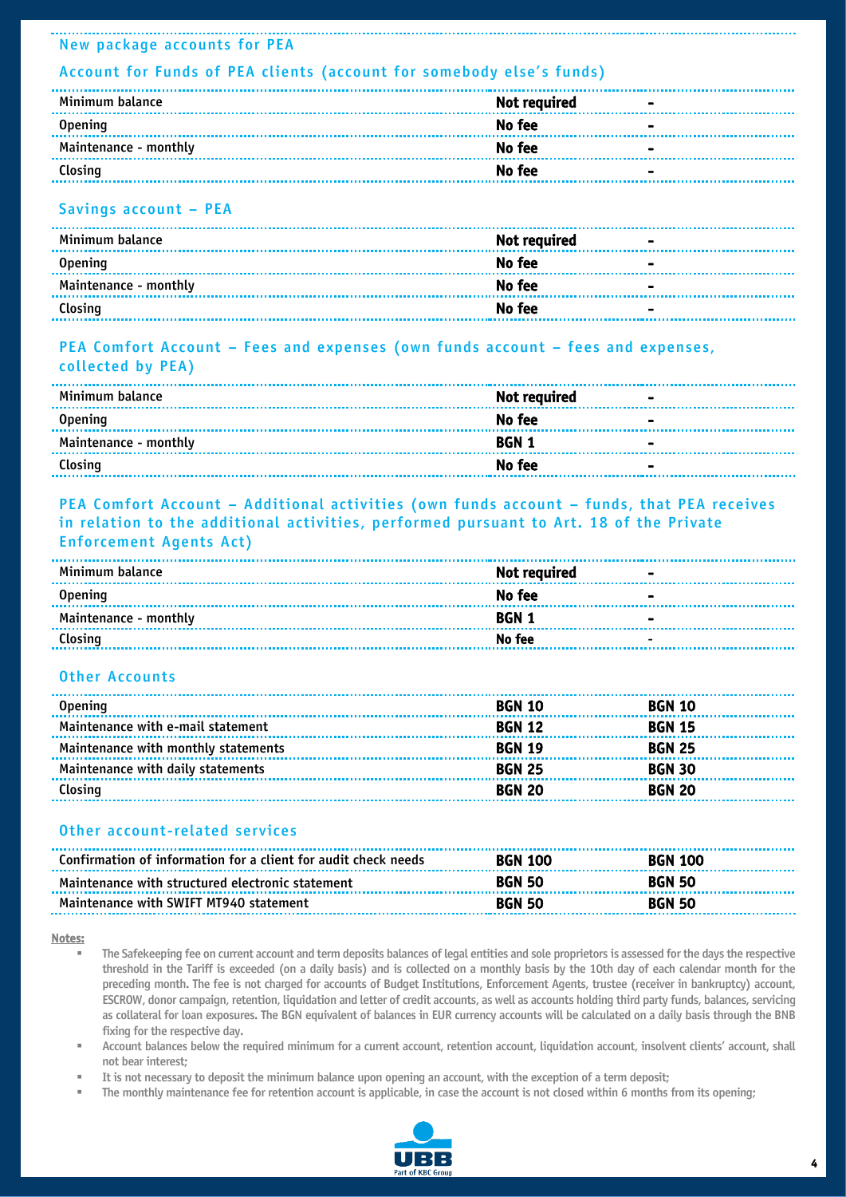## New package accounts for PEA

### Account for Funds of PEA clients (account for somebody else's funds)

| | | |
|---|---|---|
| Minimum balance | **Not required** | - |
| Opening | **No fee** | - |
| Maintenance - monthly | **No fee** | - |
| Closing | **No fee** | - |

### Savings account – PEA

| | | |
|---|---|---|
| Minimum balance | **Not required** | - |
| Opening | **No fee** | - |
| Maintenance - monthly | **No fee** | - |
| Closing | **No fee** | - |

### PEA Comfort Account – Fees and expenses (own funds account – fees and expenses, collected by PEA)

| | | |
|---|---|---|
| Minimum balance | **Not required** | - |
| Opening | **No fee** | - |
| Maintenance - monthly | **BGN 1** | - |
| Closing | **No fee** | - |

### PEA Comfort Account – Additional activities (own funds account – funds, that PEA receives in relation to the additional activities, performed pursuant to Art. 18 of the Private Enforcement Agents Act)

| | | |
|---|---|---|
| Minimum balance | **Not required** | - |
| Opening | **No fee** | - |
| Maintenance - monthly | **BGN 1** | - |
| Closing | **No fee** | - |

### Other Accounts

| | | |
|---|---|---|
| Opening | **BGN 10** | **BGN 10** |
| Maintenance with e-mail statement | **BGN 12** | **BGN 15** |
| Maintenance with monthly statements | **BGN 19** | **BGN 25** |
| Maintenance with daily statements | **BGN 25** | **BGN 30** |
| Closing | **BGN 20** | **BGN 20** |

### Other account-related services

| | | |
|---|---|---|
| Confirmation of information for a client for audit check needs | **BGN 100** | **BGN 100** |
| Maintenance with structured electronic statement | **BGN 50** | **BGN 50** |
| Maintenance with SWIFT MT940 statement | **BGN 50** | **BGN 50** |

**Notes:**

- The Safekeeping fee on current account and term deposits balances of legal entities and sole proprietors is assessed for the days the respective threshold in the Tariff is exceeded (on a daily basis) and is collected on a monthly basis by the 10th day of each calendar month for the preceding month. The fee is not charged for accounts of Budget Institutions, Enforcement Agents, trustee (receiver in bankruptcy) account, ESCROW, donor campaign, retention, liquidation and letter of credit accounts, as well as accounts holding third party funds, balances, servicing as collateral for loan exposures. The BGN equivalent of balances in EUR currency accounts will be calculated on a daily basis through the BNB fixing for the respective day.
- Account balances below the required minimum for a current account, retention account, liquidation account, insolvent clients' account, shall not bear interest;
- It is not necessary to deposit the minimum balance upon opening an account, with the exception of a term deposit;
- The monthly maintenance fee for retention account is applicable, in case the account is not closed within 6 months from its opening;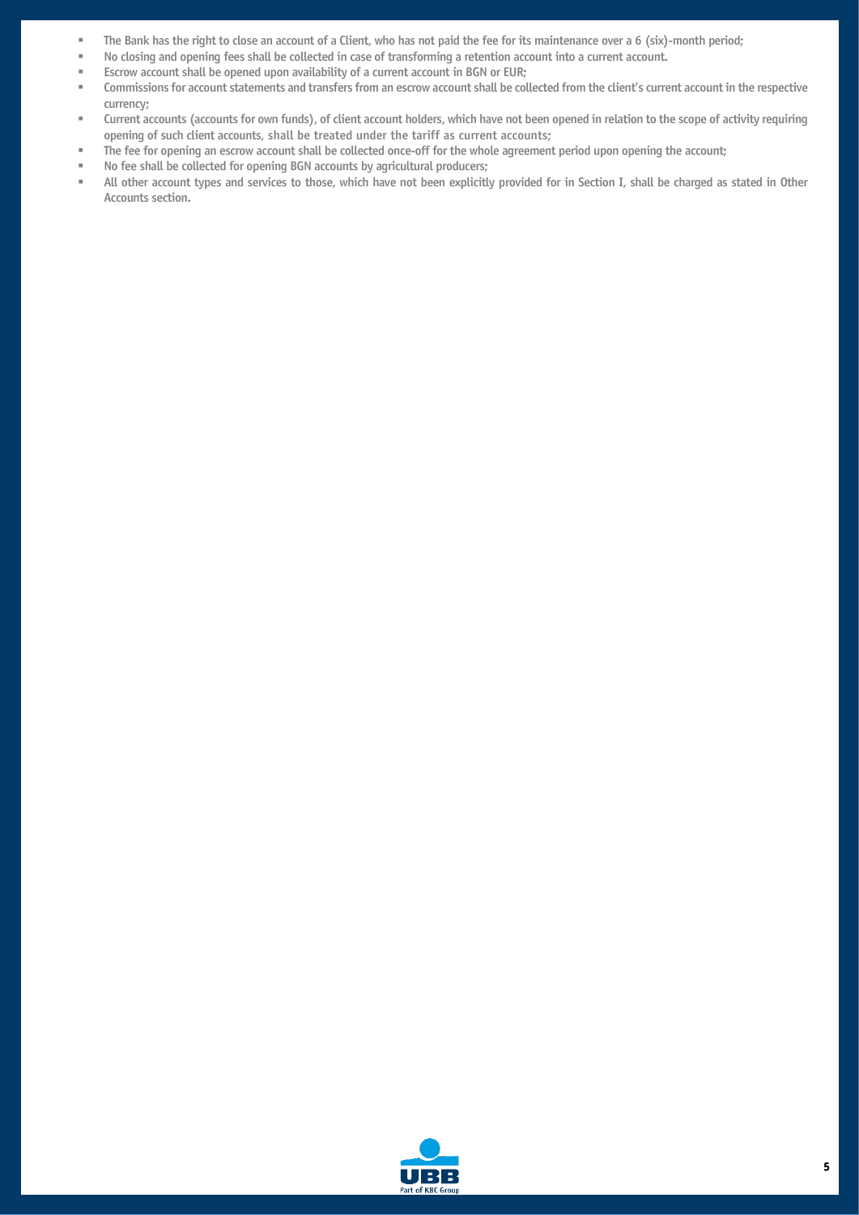- The Bank has the right to close an account of a Client, who has not paid the fee for its maintenance over a 6 (six)-month period;
- No closing and opening fees shall be collected in case of transforming a retention account into a current account.
- Escrow account shall be opened upon availability of a current account in BGN or EUR;
- Commissions for account statements and transfers from an escrow account shall be collected from the client's current account in the respective currency;
- Current accounts (accounts for own funds), of client account holders, which have not been opened in relation to the scope of activity requiring opening of such client accounts, shall be treated under the tariff as current accounts;
- The fee for opening an escrow account shall be collected once-off for the whole agreement period upon opening the account;
- No fee shall be collected for opening BGN accounts by agricultural producers;
- All other account types and services to those, which have not been explicitly provided for in Section I, shall be charged as stated in Other Accounts section.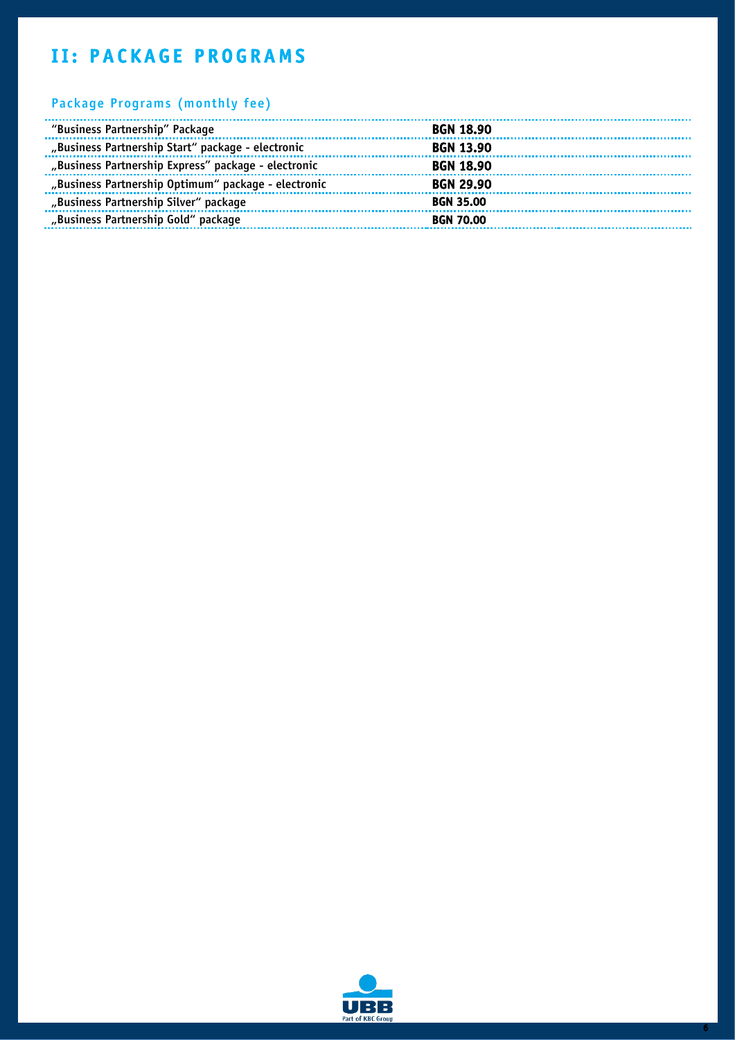# II: PACKAGE PROGRAMS

## Package Programs (monthly fee)

| | |
|---|---|
| "Business Partnership" Package | **BGN 18.90** |
| „Business Partnership Start" package - electronic | **BGN 13.90** |
| „Business Partnership Express" package - electronic | **BGN 18.90** |
| „Business Partnership Optimum" package - electronic | **BGN 29.90** |
| „Business Partnership Silver" package | **BGN 35.00** |
| „Business Partnership Gold" package | **BGN 70.00** |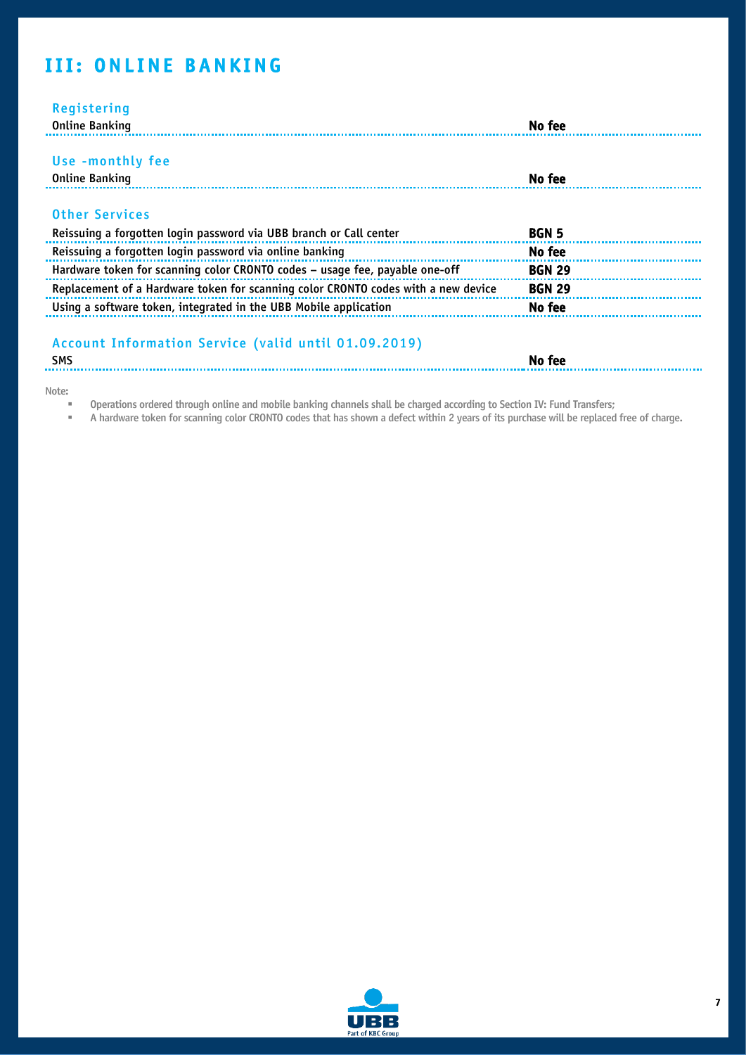# III: ONLINE BANKING

## Registering

| | |
|---|---|
| Online Banking | **No fee** |

## Use -monthly fee

| | |
|---|---|
| Online Banking | **No fee** |

## Other Services

| | |
|---|---|
| Reissuing a forgotten login password via UBB branch or Call center | **BGN 5** |
| Reissuing a forgotten login password via online banking | **No fee** |
| Hardware token for scanning color CRONTO codes – usage fee, payable one-off | **BGN 29** |
| Replacement of a Hardware token for scanning color CRONTO codes with a new device | **BGN 29** |
| Using a software token, integrated in the UBB Mobile application | **No fee** |

## Account Information Service (valid until 01.09.2019)

| | |
|---|---|
| SMS | **No fee** |

Note:

- Operations ordered through online and mobile banking channels shall be charged according to Section IV: Fund Transfers;
- A hardware token for scanning color CRONTO codes that has shown a defect within 2 years of its purchase will be replaced free of charge.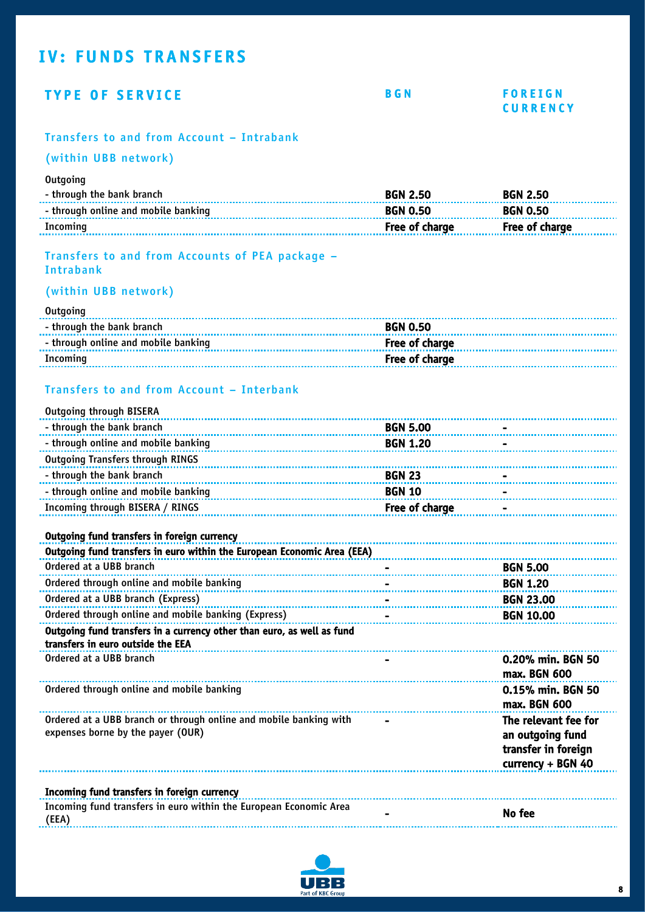# IV: FUNDS TRANSFERS

| TYPE OF SERVICE | BGN | FOREIGN CURRENCY |
|---|---|---|
| **Transfers to and from Account – Intrabank (within UBB network)** | | |
| Outgoing | | |
| - through the bank branch | **BGN 2.50** | **BGN 2.50** |
| - through online and mobile banking | **BGN 0.50** | **BGN 0.50** |
| Incoming | **Free of charge** | **Free of charge** |
| **Transfers to and from Accounts of PEA package – Intrabank (within UBB network)** | | |
| Outgoing | | |
| - through the bank branch | **BGN 0.50** | |
| - through online and mobile banking | **Free of charge** | |
| Incoming | **Free of charge** | |
| **Transfers to and from Account – Interbank** | | |
| Outgoing through BISERA | | |
| - through the bank branch | **BGN 5.00** | - |
| - through online and mobile banking | **BGN 1.20** | - |
| Outgoing Transfers through RINGS | | |
| - through the bank branch | **BGN 23** | - |
| - through online and mobile banking | **BGN 10** | - |
| Incoming through BISERA / RINGS | **Free of charge** | - |
| **Outgoing fund transfers in foreign currency** | | |
| **Outgoing fund transfers in euro within the European Economic Area (EEA)** | | |
| Ordered at a UBB branch | - | **BGN 5.00** |
| Ordered through online and mobile banking | - | **BGN 1.20** |
| Ordered at a UBB branch (Express) | - | **BGN 23.00** |
| Ordered through online and mobile banking (Express) | - | **BGN 10.00** |
| **Outgoing fund transfers in a currency other than euro, as well as fund transfers in euro outside the EEA** | | |
| Ordered at a UBB branch | - | **0.20% min. BGN 50 max. BGN 600** |
| Ordered through online and mobile banking | | **0.15% min. BGN 50 max. BGN 600** |
| Ordered at a UBB branch or through online and mobile banking with expenses borne by the payer (OUR) | - | **The relevant fee for an outgoing fund transfer in foreign currency + BGN 40** |
| **Incoming fund transfers in foreign currency** | | |
| Incoming fund transfers in euro within the European Economic Area (EEA) | - | **No fee** |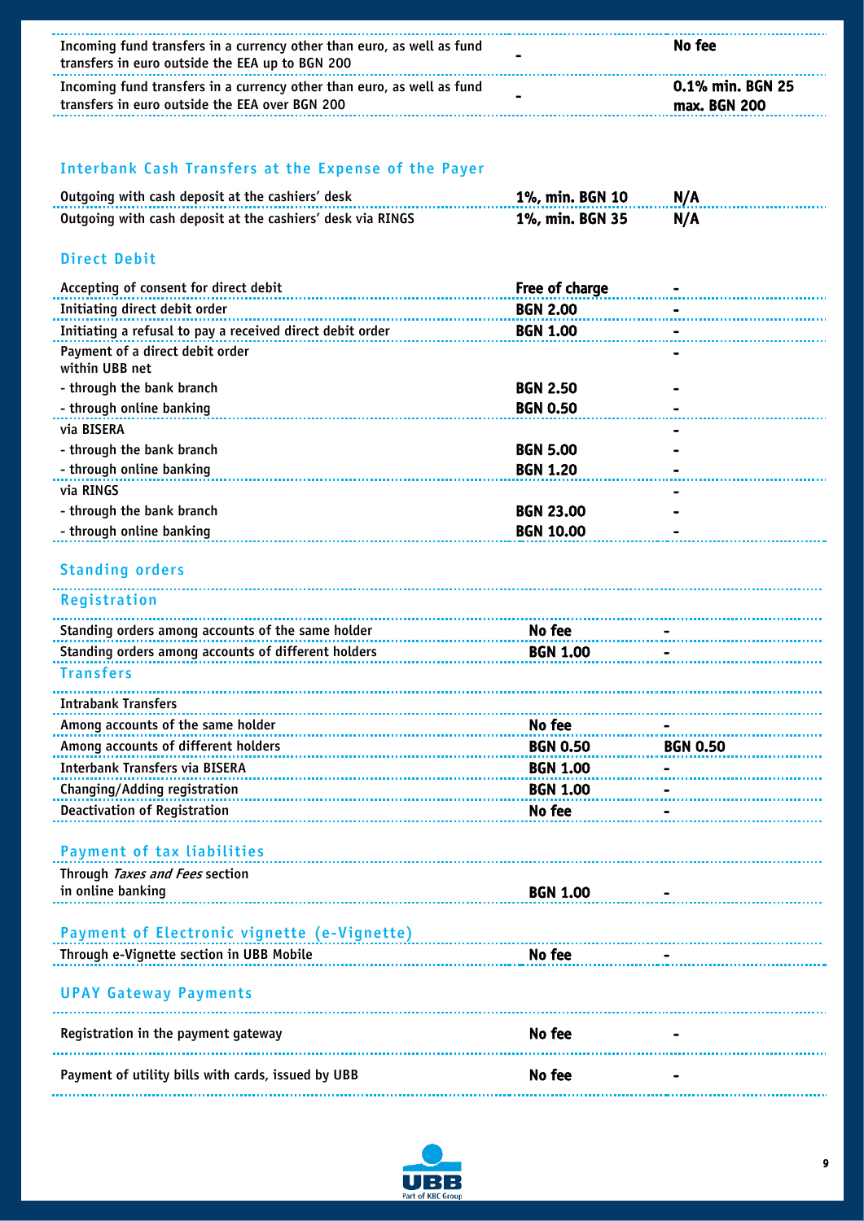| | | |
|---|---|---|
| Incoming fund transfers in a currency other than euro, as well as fund transfers in euro outside the EEA up to BGN 200 | - | **No fee** |
| Incoming fund transfers in a currency other than euro, as well as fund transfers in euro outside the EEA over BGN 200 | - | **0.1% min. BGN 25 max. BGN 200** |

## Interbank Cash Transfers at the Expense of the Payer

| | | |
|---|---|---|
| Outgoing with cash deposit at the cashiers' desk | **1%, min. BGN 10** | **N/A** |
| Outgoing with cash deposit at the cashiers' desk via RINGS | **1%, min. BGN 35** | **N/A** |

## Direct Debit

| | | |
|---|---|---|
| Accepting of consent for direct debit | **Free of charge** | - |
| Initiating direct debit order | **BGN 2.00** | - |
| Initiating a refusal to pay a received direct debit order | **BGN 1.00** | - |
| Payment of a direct debit order within UBB net | | - |
| - through the bank branch | **BGN 2.50** | - |
| - through online banking | **BGN 0.50** | - |
| via BISERA | | - |
| - through the bank branch | **BGN 5.00** | - |
| - through online banking | **BGN 1.20** | - |
| via RINGS | | - |
| - through the bank branch | **BGN 23.00** | - |
| - through online banking | **BGN 10.00** | - |

## Standing orders

### Registration

| | | |
|---|---|---|
| Standing orders among accounts of the same holder | **No fee** | - |
| Standing orders among accounts of different holders | **BGN 1.00** | - |

### Transfers

| | | |
|---|---|---|
| Intrabank Transfers | | |
| Among accounts of the same holder | **No fee** | - |
| Among accounts of different holders | **BGN 0.50** | **BGN 0.50** |
| Interbank Transfers via BISERA | **BGN 1.00** | - |
| Changing/Adding registration | **BGN 1.00** | - |
| Deactivation of Registration | **No fee** | - |

## Payment of tax liabilities

| | | |
|---|---|---|
| Through *Taxes and Fees* section in online banking | **BGN 1.00** | - |

## Payment of Electronic vignette (e-Vignette)

| | | |
|---|---|---|
| Through e-Vignette section in UBB Mobile | **No fee** | - |

## UPAY Gateway Payments

| | | |
|---|---|---|
| Registration in the payment gateway | **No fee** | - |
| Payment of utility bills with cards, issued by UBB | **No fee** | - |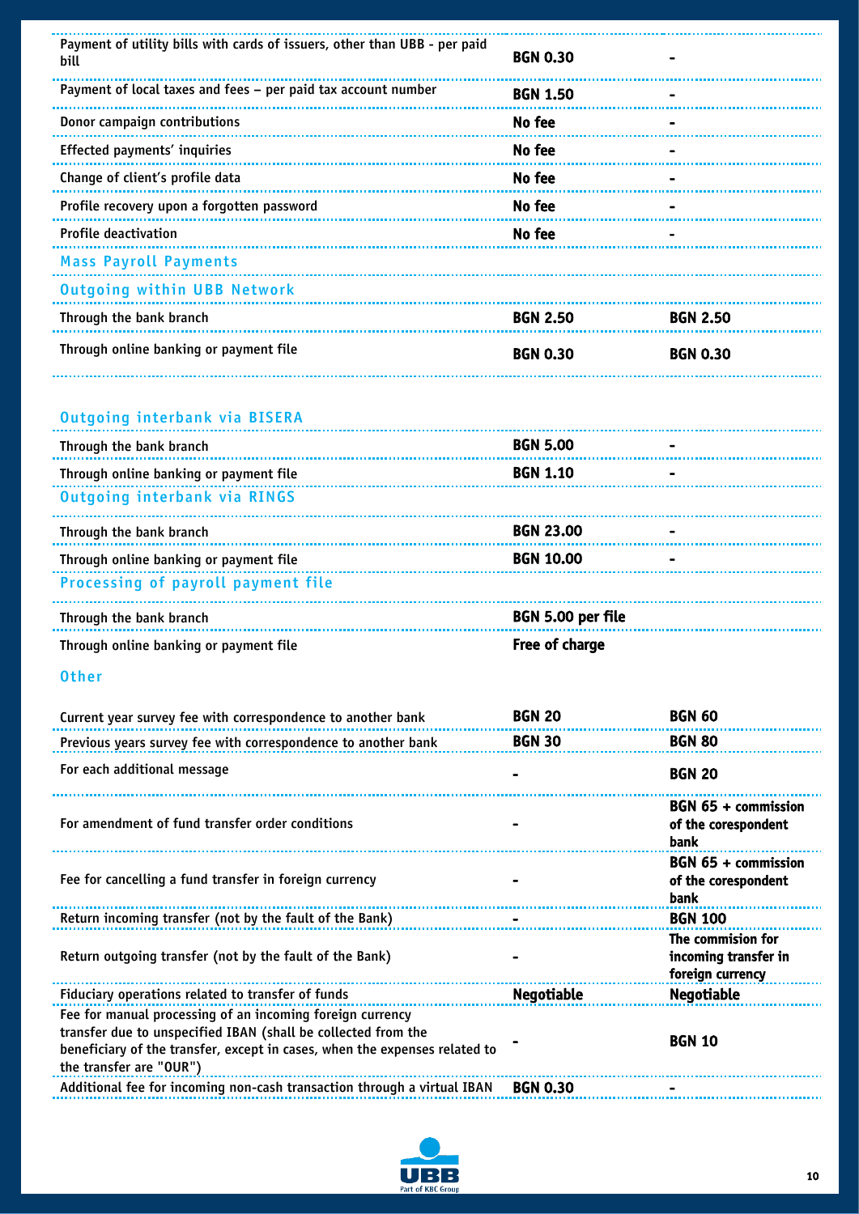| | | |
|---|---|---|
| Payment of utility bills with cards of issuers, other than UBB - per paid bill | **BGN 0.30** | **-** |
| Payment of local taxes and fees – per paid tax account number | **BGN 1.50** | **-** |
| Donor campaign contributions | **No fee** | **-** |
| Effected payments' inquiries | **No fee** | **-** |
| Change of client's profile data | **No fee** | **-** |
| Profile recovery upon a forgotten password | **No fee** | **-** |
| Profile deactivation | **No fee** | **-** |
| **Mass Payroll Payments** | | |
| **Outgoing within UBB Network** | | |
| Through the bank branch | **BGN 2.50** | **BGN 2.50** |
| Through online banking or payment file | **BGN 0.30** | **BGN 0.30** |

| | | |
|---|---|---|
| **Outgoing interbank via BISERA** | | |
| Through the bank branch | **BGN 5.00** | **-** |
| Through online banking or payment file | **BGN 1.10** | **-** |
| **Outgoing interbank via RINGS** | | |
| Through the bank branch | **BGN 23.00** | **-** |
| Through online banking or payment file | **BGN 10.00** | **-** |
| **Processing of payroll payment file** | | |
| Through the bank branch | **BGN 5.00 per file** | |
| Through online banking or payment file | **Free of charge** | |

### Other

| | | |
|---|---|---|
| Current year survey fee with correspondence to another bank | **BGN 20** | **BGN 60** |
| Previous years survey fee with correspondence to another bank | **BGN 30** | **BGN 80** |
| For each additional message | **-** | **BGN 20** |
| For amendment of fund transfer order conditions | **-** | **BGN 65 + commission of the corespondent bank** |
| Fee for cancelling a fund transfer in foreign currency | **-** | **BGN 65 + commission of the corespondent bank** |
| Return incoming transfer (not by the fault of the Bank) | **-** | **BGN 100** |
| Return outgoing transfer (not by the fault of the Bank) | **-** | **The commision for incoming transfer in foreign currency** |
| Fiduciary operations related to transfer of funds | **Negotiable** | **Negotiable** |
| Fee for manual processing of an incoming foreign currency transfer due to unspecified IBAN (shall be collected from the beneficiary of the transfer, except in cases, when the expenses related to the transfer are "OUR") | **-** | **BGN 10** |
| Additional fee for incoming non-cash transaction through a virtual IBAN | **BGN 0.30** | **-** |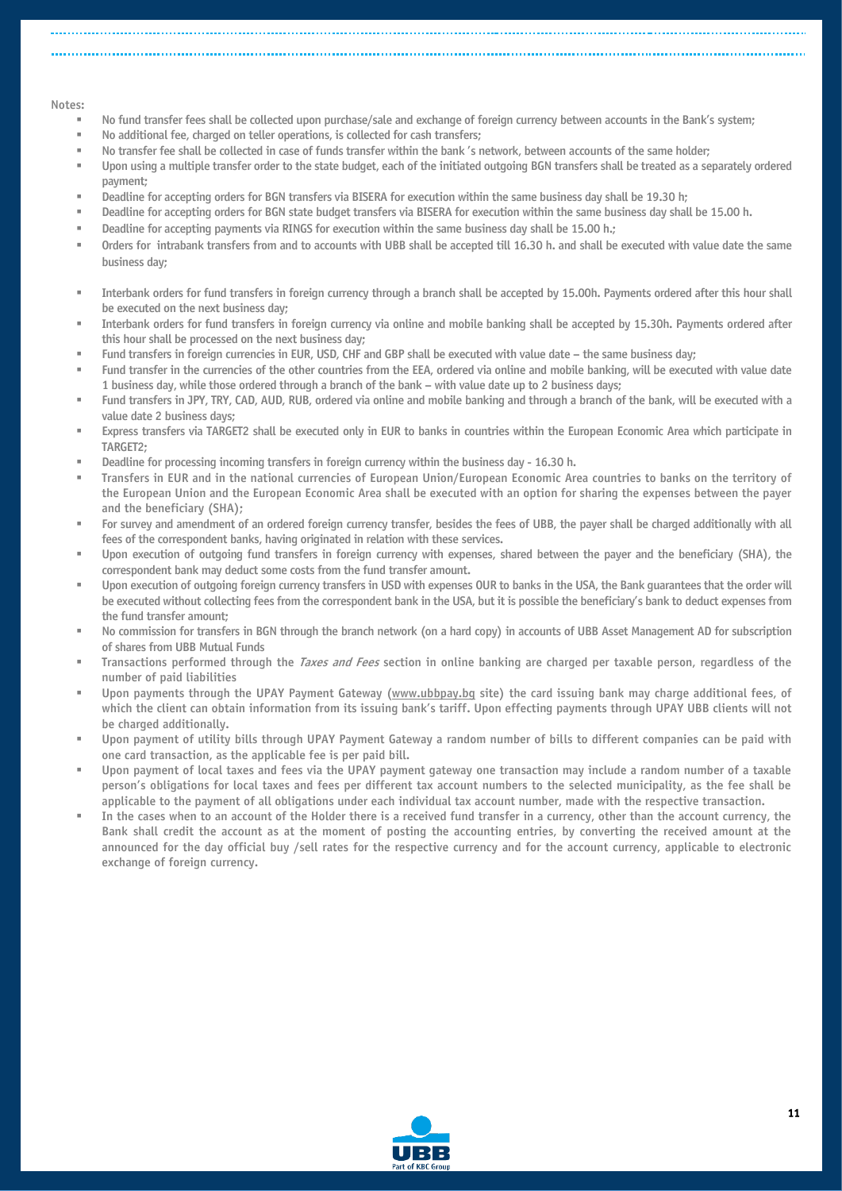Notes:

- No fund transfer fees shall be collected upon purchase/sale and exchange of foreign currency between accounts in the Bank's system;
- No additional fee, charged on teller operations, is collected for cash transfers;
- No transfer fee shall be collected in case of funds transfer within the bank 's network, between accounts of the same holder;
- Upon using a multiple transfer order to the state budget, each of the initiated outgoing BGN transfers shall be treated as a separately ordered payment;
- Deadline for accepting orders for BGN transfers via BISERA for execution within the same business day shall be 19.30 h;
- Deadline for accepting orders for BGN state budget transfers via BISERA for execution within the same business day shall be 15.00 h.
- Deadline for accepting payments via RINGS for execution within the same business day shall be 15.00 h.;
- Orders for intrabank transfers from and to accounts with UBB shall be accepted till 16.30 h. and shall be executed with value date the same business day;
- Interbank orders for fund transfers in foreign currency through a branch shall be accepted by 15.00h. Payments ordered after this hour shall be executed on the next business day;
- Interbank orders for fund transfers in foreign currency via online and mobile banking shall be accepted by 15.30h. Payments ordered after this hour shall be processed on the next business day;
- Fund transfers in foreign currencies in EUR, USD, CHF and GBP shall be executed with value date – the same business day;
- Fund transfer in the currencies of the other countries from the EEA, ordered via online and mobile banking, will be executed with value date 1 business day, while those ordered through a branch of the bank – with value date up to 2 business days;
- Fund transfers in JPY, TRY, CAD, AUD, RUB, ordered via online and mobile banking and through a branch of the bank, will be executed with a value date 2 business days;
- Express transfers via TARGET2 shall be executed only in EUR to banks in countries within the European Economic Area which participate in TARGET2;
- Deadline for processing incoming transfers in foreign currency within the business day - 16.30 h.
- Transfers in EUR and in the national currencies of European Union/European Economic Area countries to banks on the territory of the European Union and the European Economic Area shall be executed with an option for sharing the expenses between the payer and the beneficiary (SHA);
- For survey and amendment of an ordered foreign currency transfer, besides the fees of UBB, the payer shall be charged additionally with all fees of the correspondent banks, having originated in relation with these services.
- Upon execution of outgoing fund transfers in foreign currency with expenses, shared between the payer and the beneficiary (SHA), the correspondent bank may deduct some costs from the fund transfer amount.
- Upon execution of outgoing foreign currency transfers in USD with expenses OUR to banks in the USA, the Bank guarantees that the order will be executed without collecting fees from the correspondent bank in the USA, but it is possible the beneficiary's bank to deduct expenses from the fund transfer amount;
- No commission for transfers in BGN through the branch network (on a hard copy) in accounts of UBB Asset Management AD for subscription of shares from UBB Mutual Funds
- Transactions performed through the *Taxes and Fees* section in online banking are charged per taxable person, regardless of the number of paid liabilities
- Upon payments through the UPAY Payment Gateway (www.ubbpay.bg site) the card issuing bank may charge additional fees, of which the client can obtain information from its issuing bank's tariff. Upon effecting payments through UPAY UBB clients will not be charged additionally.
- Upon payment of utility bills through UPAY Payment Gateway a random number of bills to different companies can be paid with one card transaction, as the applicable fee is per paid bill.
- Upon payment of local taxes and fees via the UPAY payment gateway one transaction may include a random number of a taxable person's obligations for local taxes and fees per different tax account numbers to the selected municipality, as the fee shall be applicable to the payment of all obligations under each individual tax account number, made with the respective transaction.
- In the cases when to an account of the Holder there is a received fund transfer in a currency, other than the account currency, the Bank shall credit the account as at the moment of posting the accounting entries, by converting the received amount at the announced for the day official buy /sell rates for the respective currency and for the account currency, applicable to electronic exchange of foreign currency.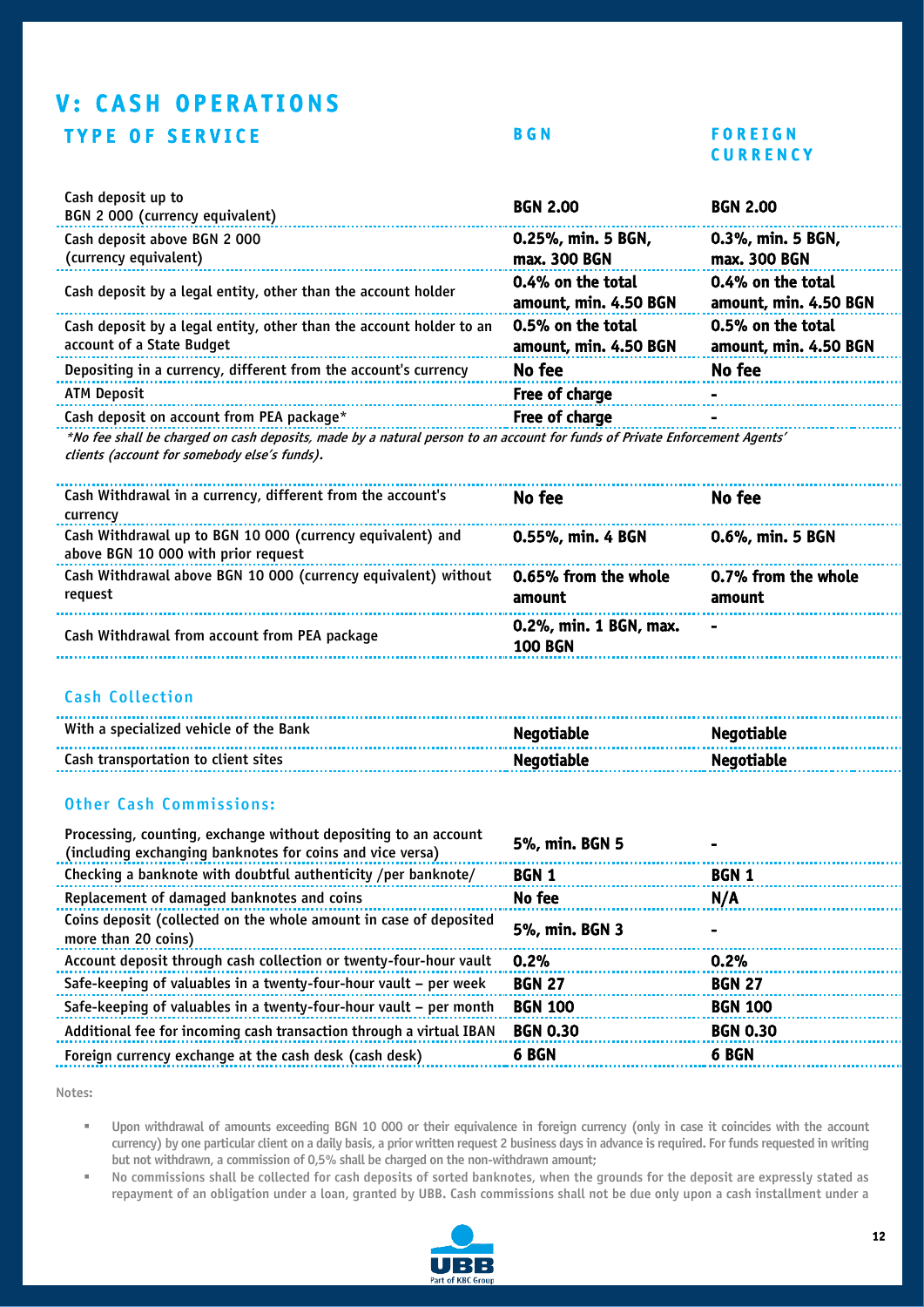# V: CASH OPERATIONS

| TYPE OF SERVICE | BGN | FOREIGN CURRENCY |
|---|---|---|
| Cash deposit up to BGN 2 000 (currency equivalent) | **BGN 2.00** | **BGN 2.00** |
| Cash deposit above BGN 2 000 (currency equivalent) | **0.25%, min. 5 BGN, max. 300 BGN** | **0.3%, min. 5 BGN, max. 300 BGN** |
| Cash deposit by a legal entity, other than the account holder | **0.4% on the total amount, min. 4.50 BGN** | **0.4% on the total amount, min. 4.50 BGN** |
| Cash deposit by a legal entity, other than the account holder to an account of a State Budget | **0.5% on the total amount, min. 4.50 BGN** | **0.5% on the total amount, min. 4.50 BGN** |
| Depositing in a currency, different from the account's currency | **No fee** | **No fee** |
| ATM Deposit | **Free of charge** | **-** |
| Cash deposit on account from PEA package* | **Free of charge** | **-** |

*\*No fee shall be charged on cash deposits, made by a natural person to an account for funds of Private Enforcement Agents' clients (account for somebody else's funds).*

| TYPE OF SERVICE | BGN | FOREIGN CURRENCY |
|---|---|---|
| Cash Withdrawal in a currency, different from the account's currency | **No fee** | **No fee** |
| Cash Withdrawal up to BGN 10 000 (currency equivalent) and above BGN 10 000 with prior request | **0.55%, min. 4 BGN** | **0.6%, min. 5 BGN** |
| Cash Withdrawal above BGN 10 000 (currency equivalent) without request | **0.65% from the whole amount** | **0.7% from the whole amount** |
| Cash Withdrawal from account from PEA package | **0.2%, min. 1 BGN, max. 100 BGN** | **-** |

## Cash Collection

| TYPE OF SERVICE | BGN | FOREIGN CURRENCY |
|---|---|---|
| With a specialized vehicle of the Bank | **Negotiable** | **Negotiable** |
| Cash transportation to client sites | **Negotiable** | **Negotiable** |

## Other Cash Commissions:

| TYPE OF SERVICE | BGN | FOREIGN CURRENCY |
|---|---|---|
| Processing, counting, exchange without depositing to an account (including exchanging banknotes for coins and vice versa) | **5%, min. BGN 5** | **-** |
| Checking a banknote with doubtful authenticity /per banknote/ | **BGN 1** | **BGN 1** |
| Replacement of damaged banknotes and coins | **No fee** | **N/A** |
| Coins deposit (collected on the whole amount in case of deposited more than 20 coins) | **5%, min. BGN 3** | **-** |
| Account deposit through cash collection or twenty-four-hour vault | **0.2%** | **0.2%** |
| Safe-keeping of valuables in a twenty-four-hour vault – per week | **BGN 27** | **BGN 27** |
| Safe-keeping of valuables in a twenty-four-hour vault – per month | **BGN 100** | **BGN 100** |
| Additional fee for incoming cash transaction through a virtual IBAN | **BGN 0.30** | **BGN 0.30** |
| Foreign currency exchange at the cash desk (cash desk) | **6 BGN** | **6 BGN** |

Notes:

- Upon withdrawal of amounts exceeding BGN 10 000 or their equivalence in foreign currency (only in case it coincides with the account currency) by one particular client on a daily basis, a prior written request 2 business days in advance is required. For funds requested in writing but not withdrawn, a commission of 0,5% shall be charged on the non-withdrawn amount;
- No commissions shall be collected for cash deposits of sorted banknotes, when the grounds for the deposit are expressly stated as repayment of an obligation under a loan, granted by UBB. Cash commissions shall not be due only upon a cash installment under a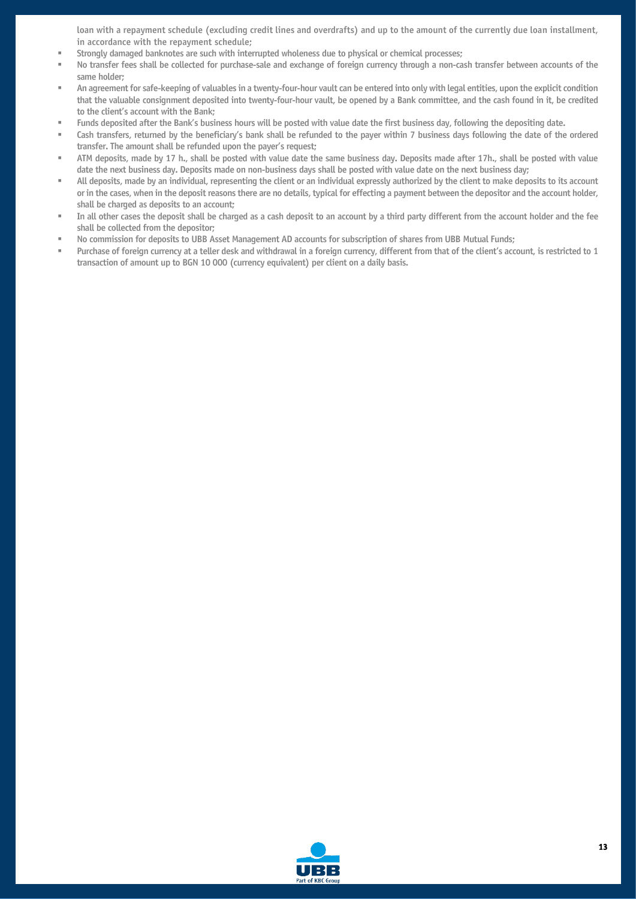loan with a repayment schedule (excluding credit lines and overdrafts) and up to the amount of the currently due loan installment, in accordance with the repayment schedule;

- Strongly damaged banknotes are such with interrupted wholeness due to physical or chemical processes;
- No transfer fees shall be collected for purchase-sale and exchange of foreign currency through a non-cash transfer between accounts of the same holder;
- An agreement for safe-keeping of valuables in a twenty-four-hour vault can be entered into only with legal entities, upon the explicit condition that the valuable consignment deposited into twenty-four-hour vault, be opened by a Bank committee, and the cash found in it, be credited to the client's account with the Bank;
- Funds deposited after the Bank's business hours will be posted with value date the first business day, following the depositing date.
- Cash transfers, returned by the beneficiary's bank shall be refunded to the payer within 7 business days following the date of the ordered transfer. The amount shall be refunded upon the payer's request;
- ATM deposits, made by 17 h., shall be posted with value date the same business day. Deposits made after 17h., shall be posted with value date the next business day. Deposits made on non-business days shall be posted with value date on the next business day;
- All deposits, made by an individual, representing the client or an individual expressly authorized by the client to make deposits to its account or in the cases, when in the deposit reasons there are no details, typical for effecting a payment between the depositor and the account holder, shall be charged as deposits to an account;
- In all other cases the deposit shall be charged as a cash deposit to an account by a third party different from the account holder and the fee shall be collected from the depositor;
- No commission for deposits to UBB Asset Management AD accounts for subscription of shares from UBB Mutual Funds;
- Purchase of foreign currency at a teller desk and withdrawal in a foreign currency, different from that of the client's account, is restricted to 1 transaction of amount up to BGN 10 000 (currency equivalent) per client on a daily basis.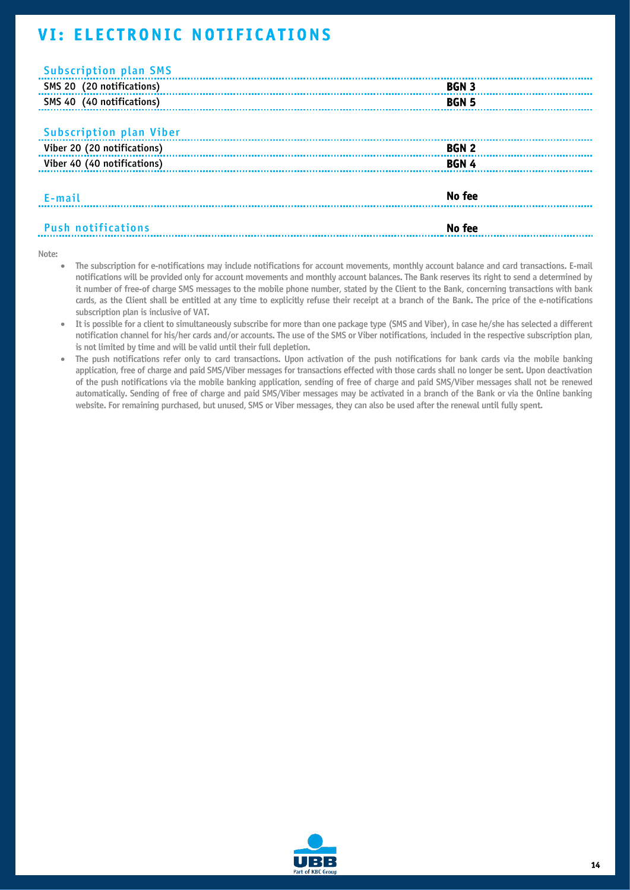# VI: ELECTRONIC NOTIFICATIONS

| Subscription plan SMS | |
|---|---|
| SMS 20 (20 notifications) | **BGN 3** |
| SMS 40 (40 notifications) | **BGN 5** |

| Subscription plan Viber | |
|---|---|
| Viber 20 (20 notifications) | **BGN 2** |
| Viber 40 (40 notifications) | **BGN 4** |

| | |
|---|---|
| E-mail | **No fee** |
| Push notifications | **No fee** |

Note:

- The subscription for e-notifications may include notifications for account movements, monthly account balance and card transactions. E-mail notifications will be provided only for account movements and monthly account balances. The Bank reserves its right to send a determined by it number of free-of charge SMS messages to the mobile phone number, stated by the Client to the Bank, concerning transactions with bank cards, as the Client shall be entitled at any time to explicitly refuse their receipt at a branch of the Bank. The price of the e-notifications subscription plan is inclusive of VAT.
- It is possible for a client to simultaneously subscribe for more than one package type (SMS and Viber), in case he/she has selected a different notification channel for his/her cards and/or accounts. The use of the SMS or Viber notifications, included in the respective subscription plan, is not limited by time and will be valid until their full depletion.
- The push notifications refer only to card transactions. Upon activation of the push notifications for bank cards via the mobile banking application, free of charge and paid SMS/Viber messages for transactions effected with those cards shall no longer be sent. Upon deactivation of the push notifications via the mobile banking application, sending of free of charge and paid SMS/Viber messages shall not be renewed automatically. Sending of free of charge and paid SMS/Viber messages may be activated in a branch of the Bank or via the Online banking website. For remaining purchased, but unused, SMS or Viber messages, they can also be used after the renewal until fully spent.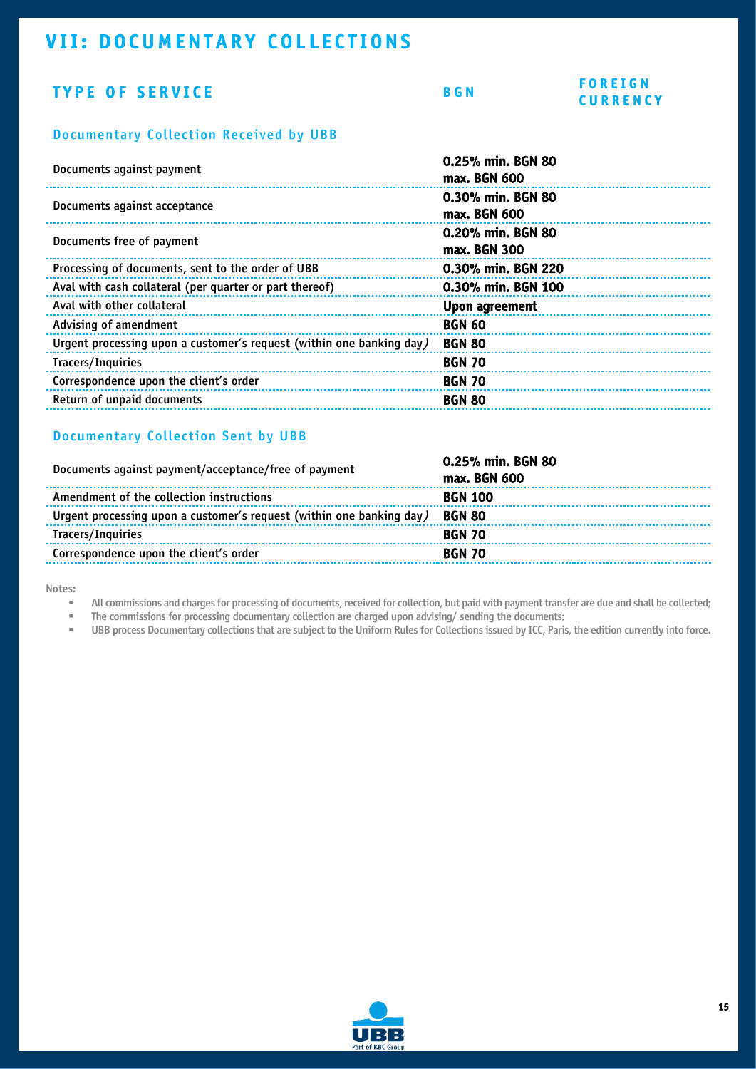# VII: DOCUMENTARY COLLECTIONS

| TYPE OF SERVICE | BGN | FOREIGN CURRENCY |
|---|---|---|
| **Documentary Collection Received by UBB** | | |
| Documents against payment | **0.25% min. BGN 80 max. BGN 600** | |
| Documents against acceptance | **0.30% min. BGN 80 max. BGN 600** | |
| Documents free of payment | **0.20% min. BGN 80 max. BGN 300** | |
| Processing of documents, sent to the order of UBB | **0.30% min. BGN 220** | |
| Aval with cash collateral (per quarter or part thereof) | **0.30% min. BGN 100** | |
| Aval with other collateral | **Upon agreement** | |
| Advising of amendment | **BGN 60** | |
| Urgent processing upon a customer's request (within one banking day) | **BGN 80** | |
| Tracers/Inquiries | **BGN 70** | |
| Correspondence upon the client's order | **BGN 70** | |
| Return of unpaid documents | **BGN 80** | |
| **Documentary Collection Sent by UBB** | | |
| Documents against payment/acceptance/free of payment | **0.25% min. BGN 80 max. BGN 600** | |
| Amendment of the collection instructions | **BGN 100** | |
| Urgent processing upon a customer's request (within one banking day) | **BGN 80** | |
| Tracers/Inquiries | **BGN 70** | |
| Correspondence upon the client's order | **BGN 70** | |

Notes:

- All commissions and charges for processing of documents, received for collection, but paid with payment transfer are due and shall be collected;
- The commissions for processing documentary collection are charged upon advising/ sending the documents;
- UBB process Documentary collections that are subject to the Uniform Rules for Collections issued by ICC, Paris, the edition currently into force.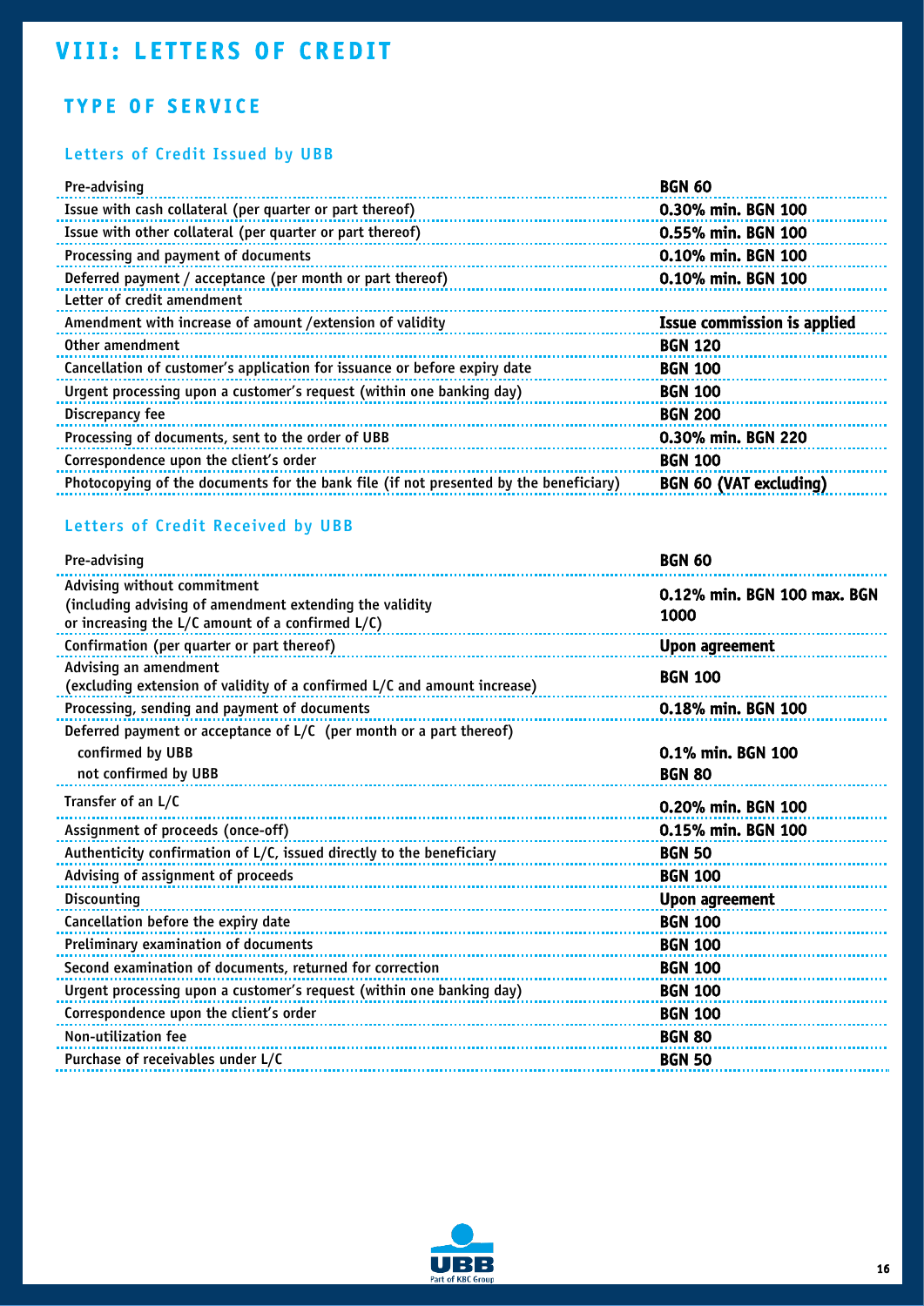# VIII: LETTERS OF CREDIT

## TYPE OF SERVICE

### Letters of Credit Issued by UBB

| | |
|---|---|
| Pre-advising | **BGN 60** |
| Issue with cash collateral (per quarter or part thereof) | **0.30% min. BGN 100** |
| Issue with other collateral (per quarter or part thereof) | **0.55% min. BGN 100** |
| Processing and payment of documents | **0.10% min. BGN 100** |
| Deferred payment / acceptance (per month or part thereof) | **0.10% min. BGN 100** |
| Letter of credit amendment | |
| Amendment with increase of amount /extension of validity | **Issue commission is applied** |
| Other amendment | **BGN 120** |
| Cancellation of customer's application for issuance or before expiry date | **BGN 100** |
| Urgent processing upon a customer's request (within one banking day) | **BGN 100** |
| Discrepancy fee | **BGN 200** |
| Processing of documents, sent to the order of UBB | **0.30% min. BGN 220** |
| Correspondence upon the client's order | **BGN 100** |
| Photocopying of the documents for the bank file (if not presented by the beneficiary) | **BGN 60 (VAT excluding)** |

### Letters of Credit Received by UBB

| | |
|---|---|
| Pre-advising | **BGN 60** |
| Advising without commitment (including advising of amendment extending the validity or increasing the L/C amount of a confirmed L/C) | **0.12% min. BGN 100 max. BGN 1000** |
| Confirmation (per quarter or part thereof) | **Upon agreement** |
| Advising an amendment (excluding extension of validity of a confirmed L/C and amount increase) | **BGN 100** |
| Processing, sending and payment of documents | **0.18% min. BGN 100** |
| Deferred payment or acceptance of L/C (per month or a part thereof) | |
| confirmed by UBB | **0.1% min. BGN 100** |
| not confirmed by UBB | **BGN 80** |
| Transfer of an L/C | **0.20% min. BGN 100** |
| Assignment of proceeds (once-off) | **0.15% min. BGN 100** |
| Authenticity confirmation of L/C, issued directly to the beneficiary | **BGN 50** |
| Advising of assignment of proceeds | **BGN 100** |
| Discounting | **Upon agreement** |
| Cancellation before the expiry date | **BGN 100** |
| Preliminary examination of documents | **BGN 100** |
| Second examination of documents, returned for correction | **BGN 100** |
| Urgent processing upon a customer's request (within one banking day) | **BGN 100** |
| Correspondence upon the client's order | **BGN 100** |
| Non-utilization fee | **BGN 80** |
| Purchase of receivables under L/C | **BGN 50** |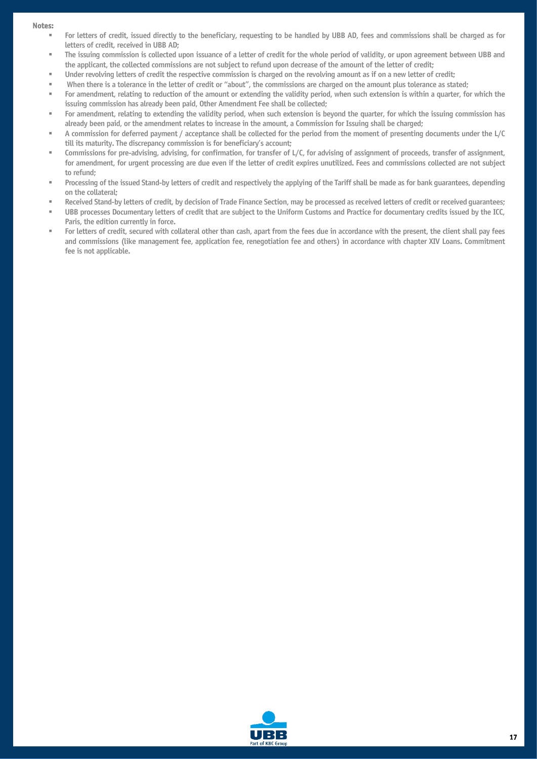**Notes:**

- For letters of credit, issued directly to the beneficiary, requesting to be handled by UBB AD, fees and commissions shall be charged as for letters of credit, received in UBB AD;
- The issuing commission is collected upon issuance of a letter of credit for the whole period of validity, or upon agreement between UBB and the applicant, the collected commissions are not subject to refund upon decrease of the amount of the letter of credit;
- Under revolving letters of credit the respective commission is charged on the revolving amount as if on a new letter of credit;
- When there is a tolerance in the letter of credit or "about", the commissions are charged on the amount plus tolerance as stated;
- For amendment, relating to reduction of the amount or extending the validity period, when such extension is within a quarter, for which the issuing commission has already been paid, Other Amendment Fee shall be collected;
- For amendment, relating to extending the validity period, when such extension is beyond the quarter, for which the issuing commission has already been paid, or the amendment relates to increase in the amount, a Commission for Issuing shall be charged;
- A commission for deferred payment / acceptance shall be collected for the period from the moment of presenting documents under the L/C till its maturity. The discrepancy commission is for beneficiary's account;
- Commissions for pre-advising, advising, for confirmation, for transfer of L/C, for advising of assignment of proceeds, transfer of assignment, for amendment, for urgent processing are due even if the letter of credit expires unutilized. Fees and commissions collected are not subject to refund;
- Processing of the issued Stand-by letters of credit and respectively the applying of the Tariff shall be made as for bank guarantees, depending on the collateral;
- Received Stand-by letters of credit, by decision of Trade Finance Section, may be processed as received letters of credit or received guarantees;
- UBB processes Documentary letters of credit that are subject to the Uniform Customs and Practice for documentary credits issued by the ICC, Paris, the edition currently in force.
- For letters of credit, secured with collateral other than cash, apart from the fees due in accordance with the present, the client shall pay fees and commissions (like management fee, application fee, renegotiation fee and others) in accordance with chapter XIV Loans. Commitment fee is not applicable.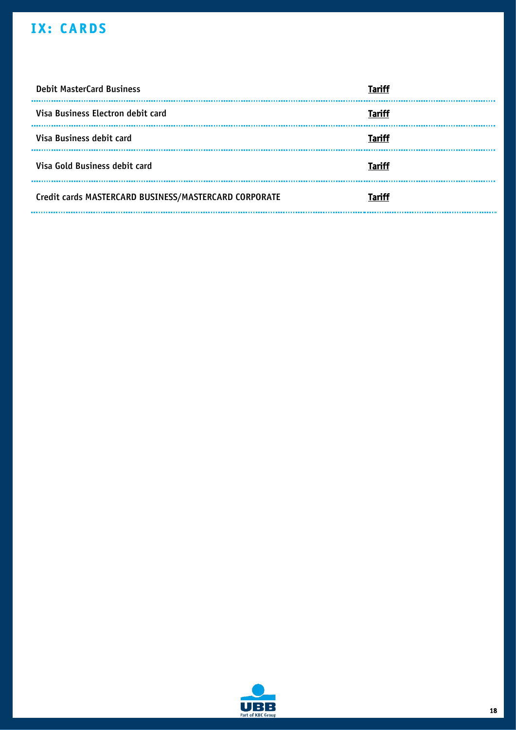# IX: CARDS

| | |
|---|---|
| Debit MasterCard Business | Tariff |
| Visa Business Electron debit card | Tariff |
| Visa Business debit card | Tariff |
| Visa Gold Business debit card | Tariff |
| Credit cards MASTERCARD BUSINESS/MASTERCARD CORPORATE | Tariff |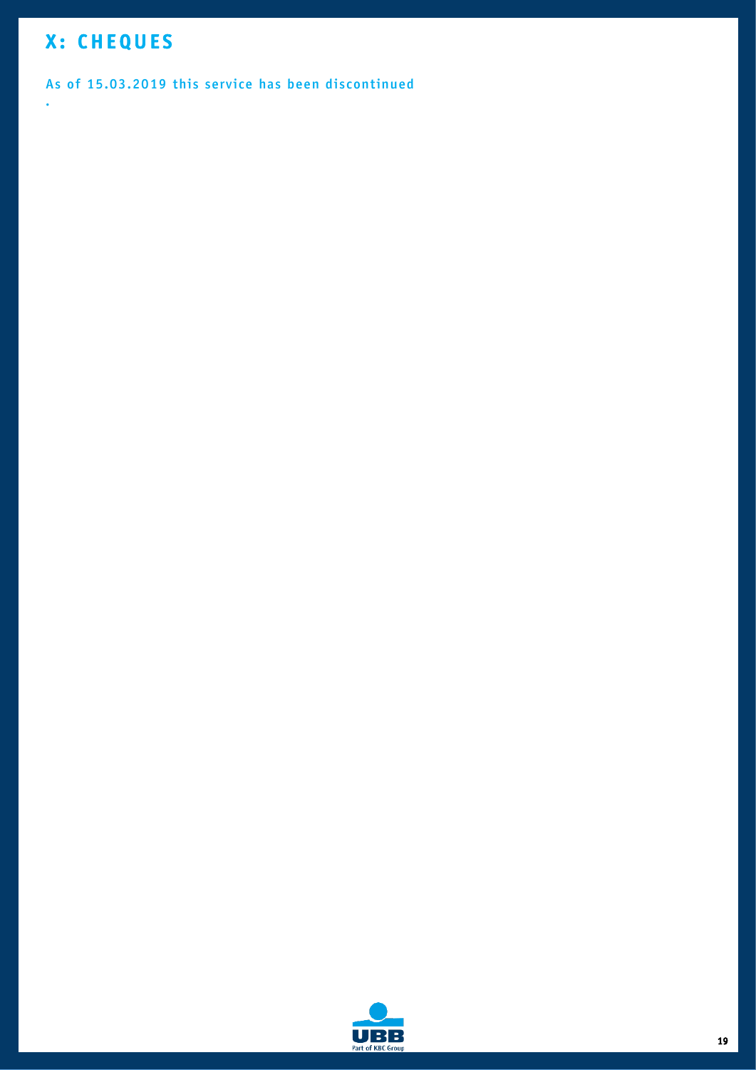# X: CHEQUES

**As of 15.03.2019 this service has been discontinued**

.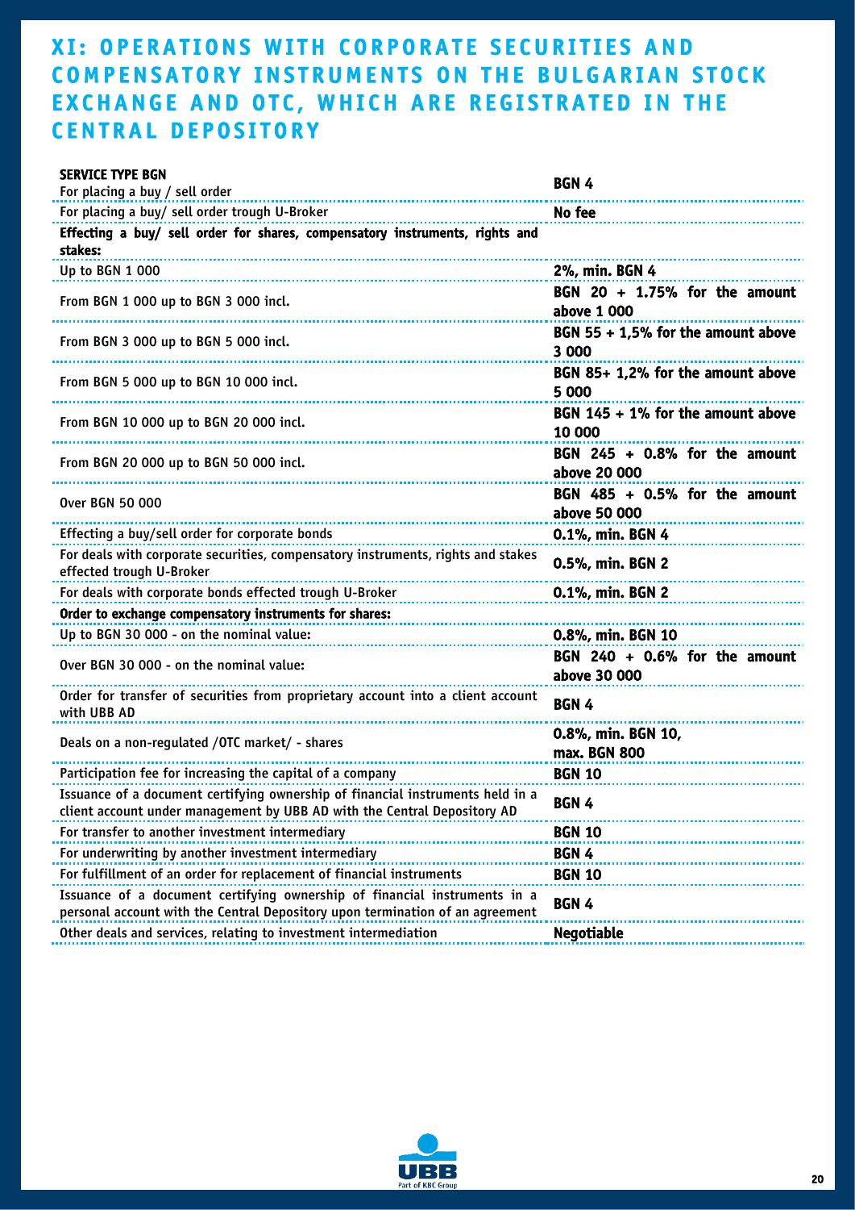# XI: OPERATIONS WITH CORPORATE SECURITIES AND COMPENSATORY INSTRUMENTS ON THE BULGARIAN STOCK EXCHANGE AND OTC, WHICH ARE REGISTRATED IN THE CENTRAL DEPOSITORY

| SERVICE TYPE BGN | |
|---|---|
| For placing a buy / sell order | BGN 4 |
| For placing a buy/ sell order trough U-Broker | No fee |
| **Effecting a buy/ sell order for shares, compensatory instruments, rights and stakes:** | |
| Up to BGN 1 000 | 2%, min. BGN 4 |
| From BGN 1 000 up to BGN 3 000 incl. | BGN 20 + 1.75% for the amount above 1 000 |
| From BGN 3 000 up to BGN 5 000 incl. | BGN 55 + 1,5% for the amount above 3 000 |
| From BGN 5 000 up to BGN 10 000 incl. | BGN 85+ 1,2% for the amount above 5 000 |
| From BGN 10 000 up to BGN 20 000 incl. | BGN 145 + 1% for the amount above 10 000 |
| From BGN 20 000 up to BGN 50 000 incl. | BGN 245 + 0.8% for the amount above 20 000 |
| Over BGN 50 000 | BGN 485 + 0.5% for the amount above 50 000 |
| Effecting a buy/sell order for corporate bonds | 0.1%, min. BGN 4 |
| For deals with corporate securities, compensatory instruments, rights and stakes effected trough U-Broker | 0.5%, min. BGN 2 |
| For deals with corporate bonds effected trough U-Broker | 0.1%, min. BGN 2 |
| **Order to exchange compensatory instruments for shares:** | |
| Up to BGN 30 000 - on the nominal value: | 0.8%, min. BGN 10 |
| Over BGN 30 000 - on the nominal value: | BGN 240 + 0.6% for the amount above 30 000 |
| Order for transfer of securities from proprietary account into a client account with UBB AD | BGN 4 |
| Deals on a non-regulated /OTC market/ - shares | 0.8%, min. BGN 10, max. BGN 800 |
| Participation fee for increasing the capital of a company | BGN 10 |
| Issuance of a document certifying ownership of financial instruments held in a client account under management by UBB AD with the Central Depository AD | BGN 4 |
| For transfer to another investment intermediary | BGN 10 |
| For underwriting by another investment intermediary | BGN 4 |
| For fulfillment of an order for replacement of financial instruments | BGN 10 |
| Issuance of a document certifying ownership of financial instruments in a personal account with the Central Depository upon termination of an agreement | BGN 4 |
| Other deals and services, relating to investment intermediation | Negotiable |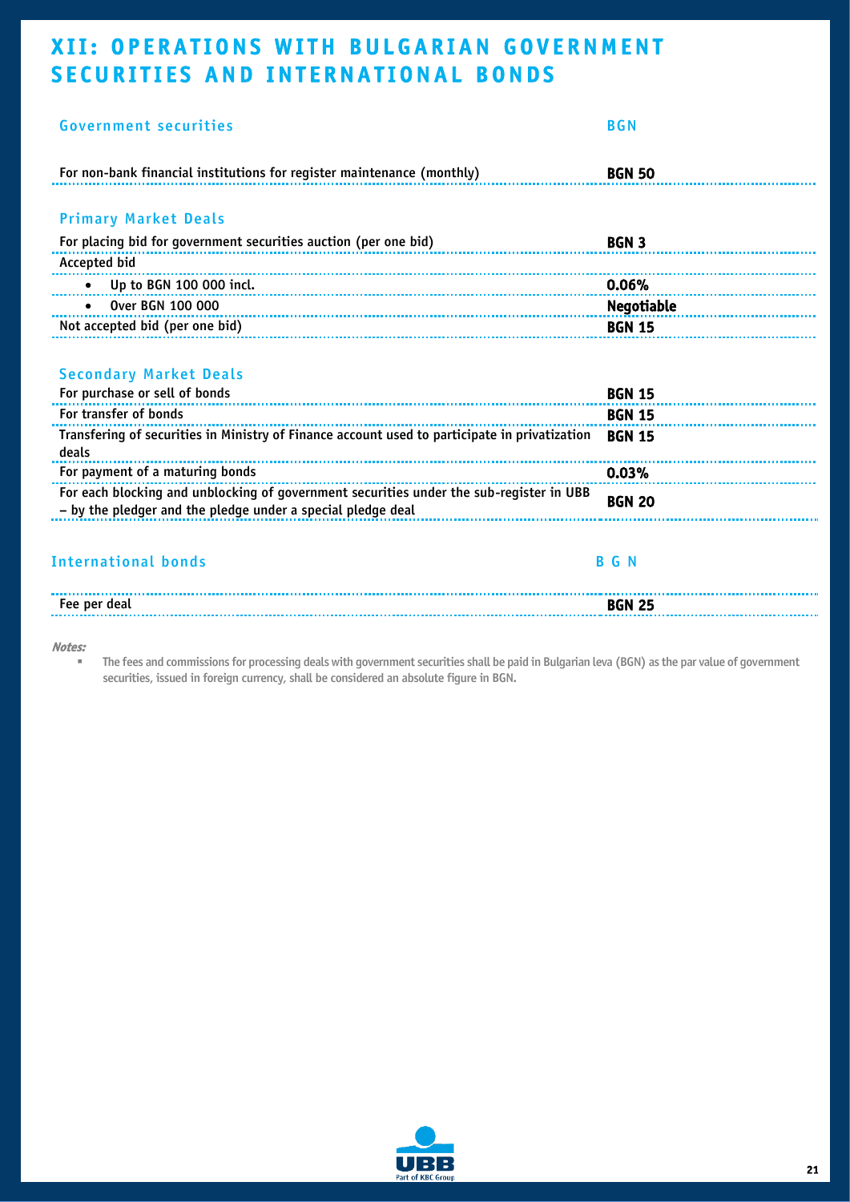# XII: OPERATIONS WITH BULGARIAN GOVERNMENT SECURITIES AND INTERNATIONAL BONDS

| Government securities | BGN |
|---|---|
| For non-bank financial institutions for register maintenance (monthly) | **BGN 50** |

### Primary Market Deals

| | |
|---|---|
| For placing bid for government securities auction (per one bid) | **BGN 3** |
| Accepted bid | |
| • Up to BGN 100 000 incl. | **0.06%** |
| • Over BGN 100 000 | **Negotiable** |
| Not accepted bid (per one bid) | **BGN 15** |

### Secondary Market Deals

| | |
|---|---|
| For purchase or sell of bonds | **BGN 15** |
| For transfer of bonds | **BGN 15** |
| Transfering of securities in Ministry of Finance account used to participate in privatization deals | **BGN 15** |
| For payment of a maturing bonds | **0.03%** |
| For each blocking and unblocking of government securities under the sub-register in UBB – by the pledger and the pledge under a special pledge deal | **BGN 20** |

| International bonds | BGN |
|---|---|
| Fee per deal | **BGN 25** |

***Notes:***

- The fees and commissions for processing deals with government securities shall be paid in Bulgarian leva (BGN) as the par value of government securities, issued in foreign currency, shall be considered an absolute figure in BGN.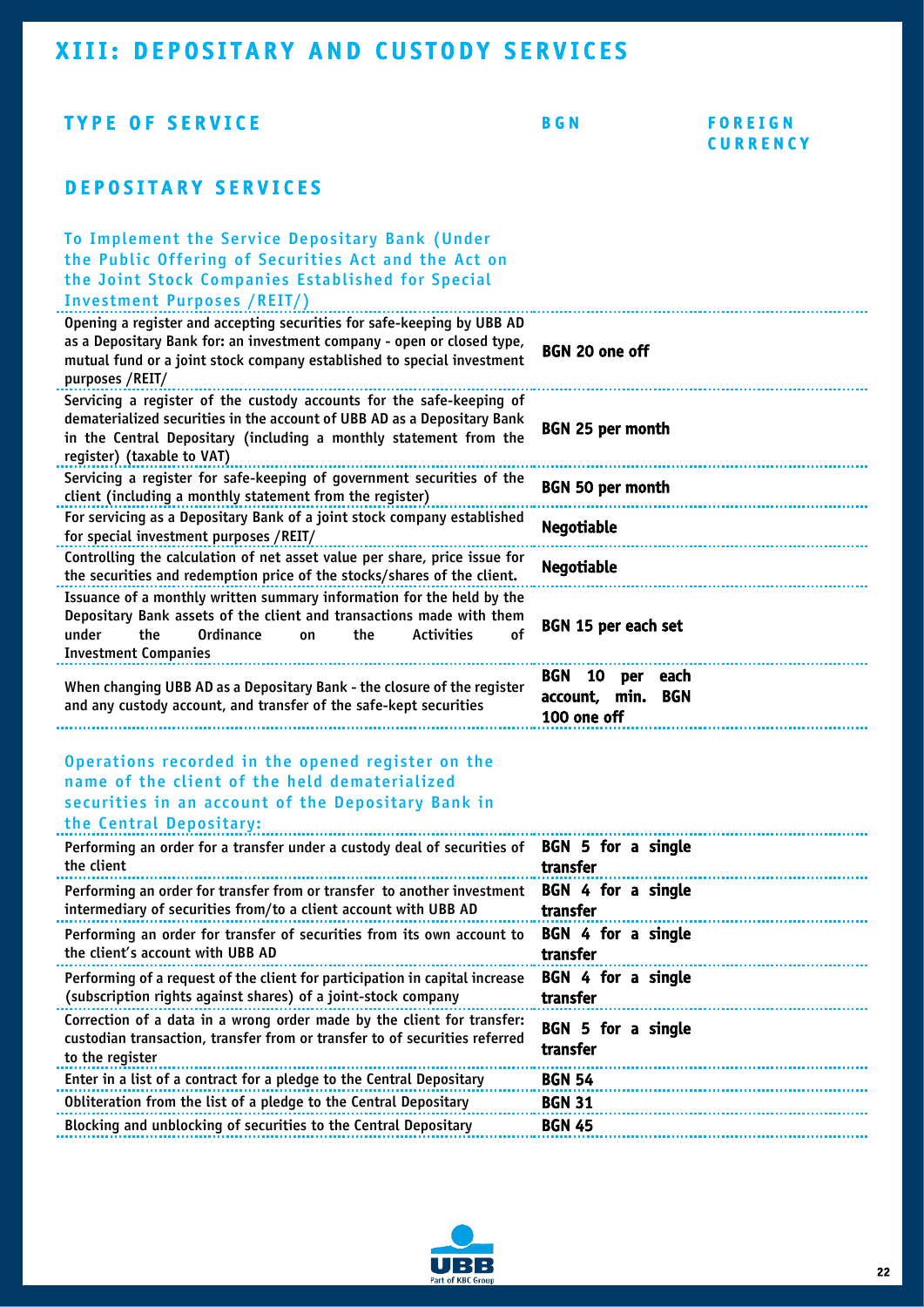# XIII: DEPOSITARY AND CUSTODY SERVICES

| TYPE OF SERVICE | BGN | FOREIGN CURRENCY |
|---|---|---|

## DEPOSITARY SERVICES

### To Implement the Service Depositary Bank (Under the Public Offering of Securities Act and the Act on the Joint Stock Companies Established for Special Investment Purposes /REIT/)

| Type of service | BGN | Foreign currency |
|---|---|---|
| Opening a register and accepting securities for safe-keeping by UBB AD as a Depositary Bank for: an investment company - open or closed type, mutual fund or a joint stock company established to special investment purposes /REIT/ | **BGN 20 one off** | |
| Servicing a register of the custody accounts for the safe-keeping of dematerialized securities in the account of UBB AD as a Depositary Bank in the Central Depositary (including a monthly statement from the register) (taxable to VAT) | **BGN 25 per month** | |
| Servicing a register for safe-keeping of government securities of the client (including a monthly statement from the register) | **BGN 50 per month** | |
| For servicing as a Depositary Bank of a joint stock company established for special investment purposes /REIT/ | **Negotiable** | |
| Controlling the calculation of net asset value per share, price issue for the securities and redemption price of the stocks/shares of the client. | **Negotiable** | |
| Issuance of a monthly written summary information for the held by the Depositary Bank assets of the client and transactions made with them under the Ordinance on the Activities of Investment Companies | **BGN 15 per each set** | |
| When changing UBB AD as a Depositary Bank - the closure of the register and any custody account, and transfer of the safe-kept securities | **BGN 10 per each account, min. BGN 100 one off** | |

### Operations recorded in the opened register on the name of the client of the held dematerialized securities in an account of the Depositary Bank in the Central Depositary:

| Type of service | BGN | Foreign currency |
|---|---|---|
| Performing an order for a transfer under a custody deal of securities of the client | **BGN 5 for a single transfer** | |
| Performing an order for transfer from or transfer to another investment intermediary of securities from/to a client account with UBB AD | **BGN 4 for a single transfer** | |
| Performing an order for transfer of securities from its own account to the client's account with UBB AD | **BGN 4 for a single transfer** | |
| Performing of a request of the client for participation in capital increase (subscription rights against shares) of a joint-stock company | **BGN 4 for a single transfer** | |
| Correction of a data in a wrong order made by the client for transfer: custodian transaction, transfer from or transfer to of securities referred to the register | **BGN 5 for a single transfer** | |
| Enter in a list of a contract for a pledge to the Central Depositary | **BGN 54** | |
| Obliteration from the list of a pledge to the Central Depositary | **BGN 31** | |
| Blocking and unblocking of securities to the Central Depositary | **BGN 45** | |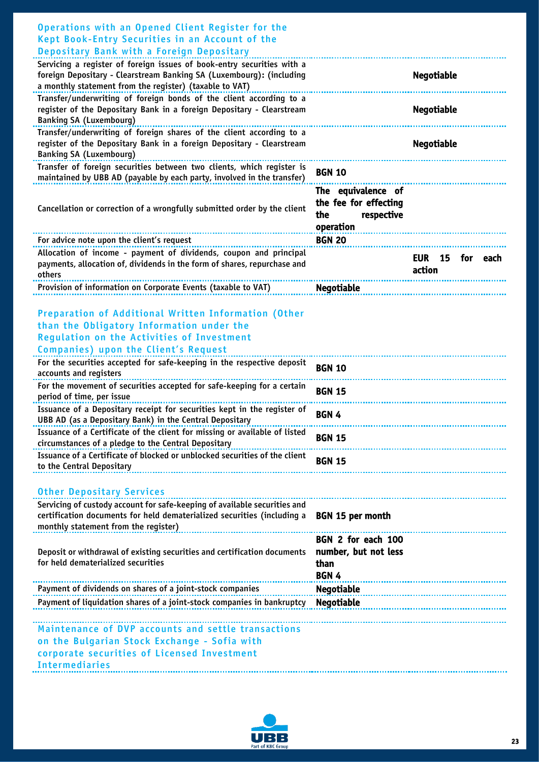## Operations with an Opened Client Register for the Kept Book-Entry Securities in an Account of the Depositary Bank with a Foreign Depositary

| | | |
|---|---|---|
| Servicing a register of foreign issues of book-entry securities with a foreign Depositary - Clearstream Banking SA (Luxembourg): (including a monthly statement from the register) (taxable to VAT) | | **Negotiable** |
| Transfer/underwriting of foreign bonds of the client according to a register of the Depositary Bank in a foreign Depositary - Clearstream Banking SA (Luxembourg) | | **Negotiable** |
| Transfer/underwriting of foreign shares of the client according to a register of the Depositary Bank in a foreign Depositary - Clearstream Banking SA (Luxembourg) | | **Negotiable** |
| Transfer of foreign securities between two clients, which register is maintained by UBB AD (payable by each party, involved in the transfer) | **BGN 10** | |
| Cancellation or correction of a wrongfully submitted order by the client | **The equivalence of the fee for effecting the respective operation** | |
| For advice note upon the client's request | **BGN 20** | |
| Allocation of income - payment of dividends, coupon and principal payments, allocation of, dividends in the form of shares, repurchase and others | | **EUR 15 for each action** |
| Provision of information on Corporate Events (taxable to VAT) | **Negotiable** | |

## Preparation of Additional Written Information (Other than the Obligatory Information under the Regulation on the Activities of Investment Companies) upon the Client's Request

| | |
|---|---|
| For the securities accepted for safe-keeping in the respective deposit accounts and registers | **BGN 10** |
| For the movement of securities accepted for safe-keeping for a certain period of time, per issue | **BGN 15** |
| Issuance of a Depositary receipt for securities kept in the register of UBB AD (as a Depositary Bank) in the Central Depositary | **BGN 4** |
| Issuance of a Certificate of the client for missing or available of listed circumstances of a pledge to the Central Depositary | **BGN 15** |
| Issuance of a Certificate of blocked or unblocked securities of the client to the Central Depositary | **BGN 15** |

## Other Depositary Services

| | |
|---|---|
| Servicing of custody account for safe-keeping of available securities and certification documents for held dematerialized securities (including a monthly statement from the register) | **BGN 15 per month** |
| Deposit or withdrawal of existing securities and certification documents for held dematerialized securities | **BGN 2 for each 100 number, but not less than BGN 4** |
| Payment of dividends on shares of a joint-stock companies | **Negotiable** |
| Payment of liquidation shares of a joint-stock companies in bankruptcy | **Negotiable** |

## Maintenance of DVP accounts and settle transactions on the Bulgarian Stock Exchange - Sofia with corporate securities of Licensed Investment Intermediaries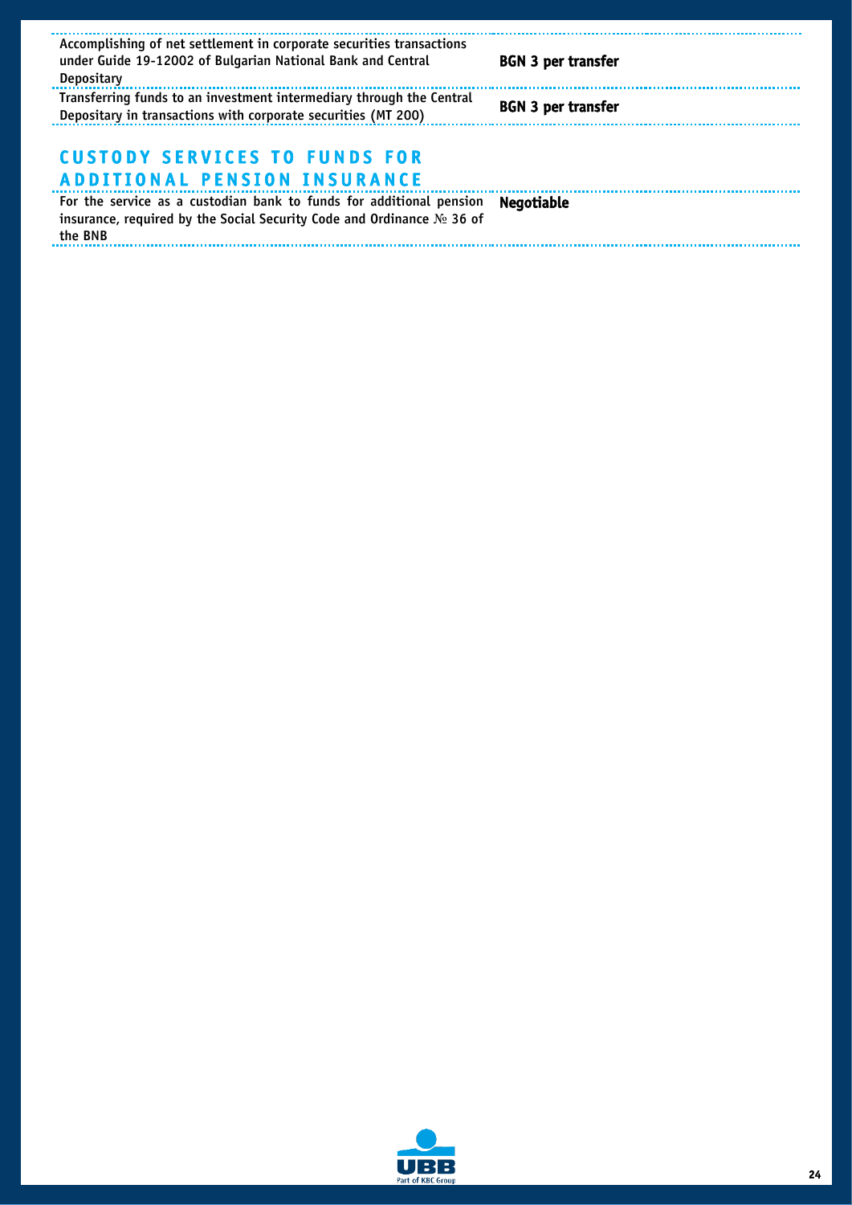| | |
|---|---|
| Accomplishing of net settlement in corporate securities transactions under Guide 19-12002 of Bulgarian National Bank and Central Depositary | **BGN 3 per transfer** |
| Transferring funds to an investment intermediary through the Central Depositary in transactions with corporate securities (MT 200) | **BGN 3 per transfer** |

## CUSTODY SERVICES TO FUNDS FOR ADDITIONAL PENSION INSURANCE

| | |
|---|---|
| For the service as a custodian bank to funds for additional pension insurance, required by the Social Security Code and Ordinance № 36 of the BNB | **Negotiable** |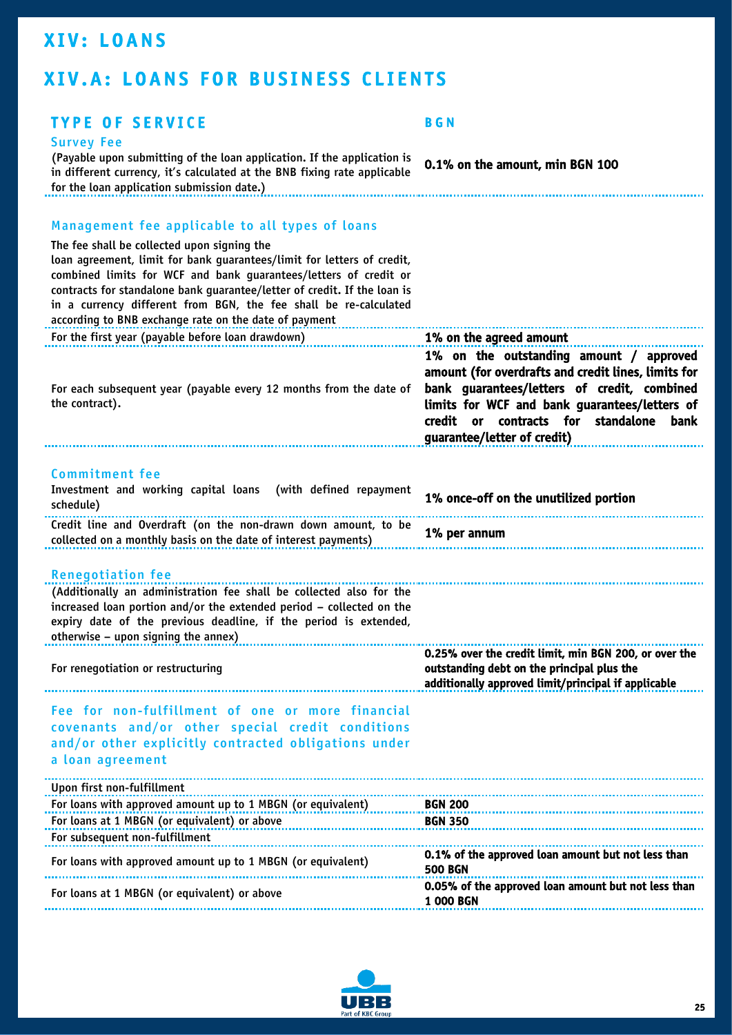# XIV: LOANS

## XIV.A: LOANS FOR BUSINESS CLIENTS

| TYPE OF SERVICE | BGN |
|---|---|
| **Survey Fee**<br>(Payable upon submitting of the loan application. If the application is in different currency, it's calculated at the BNB fixing rate applicable for the loan application submission date.) | **0.1% on the amount, min BGN 100** |
| **Management fee applicable to all types of loans**<br>The fee shall be collected upon signing the loan agreement, limit for bank guarantees/limit for letters of credit, combined limits for WCF and bank guarantees/letters of credit or contracts for standalone bank guarantee/letter of credit. If the loan is in a currency different from BGN, the fee shall be re-calculated according to BNB exchange rate on the date of payment | |
| For the first year (payable before loan drawdown) | **1% on the agreed amount** |
| For each subsequent year (payable every 12 months from the date of the contract). | **1% on the outstanding amount / approved amount (for overdrafts and credit lines, limits for bank guarantees/letters of credit, combined limits for WCF and bank guarantees/letters of credit or contracts for standalone bank guarantee/letter of credit)** |
| **Commitment fee** | |
| Investment and working capital loans (with defined repayment schedule) | **1% once-off on the unutilized portion** |
| Credit line and Overdraft (on the non-drawn down amount, to be collected on a monthly basis on the date of interest payments) | **1% per annum** |
| **Renegotiation fee**<br>(Additionally an administration fee shall be collected also for the increased loan portion and/or the extended period – collected on the expiry date of the previous deadline, if the period is extended, otherwise – upon signing the annex) | |
| For renegotiation or restructuring | **0.25% over the credit limit, min BGN 200, or over the outstanding debt on the principal plus the additionally approved limit/principal if applicable** |
| **Fee for non-fulfillment of one or more financial covenants and/or other special credit conditions and/or other explicitly contracted obligations under a loan agreement** | |
| Upon first non-fulfillment | |
| For loans with approved amount up to 1 MBGN (or equivalent) | **BGN 200** |
| For loans at 1 MBGN (or equivalent) or above | **BGN 350** |
| For subsequent non-fulfillment | |
| For loans with approved amount up to 1 MBGN (or equivalent) | **0.1% of the approved loan amount but not less than 500 BGN** |
| For loans at 1 MBGN (or equivalent) or above | **0.05% of the approved loan amount but not less than 1 000 BGN** |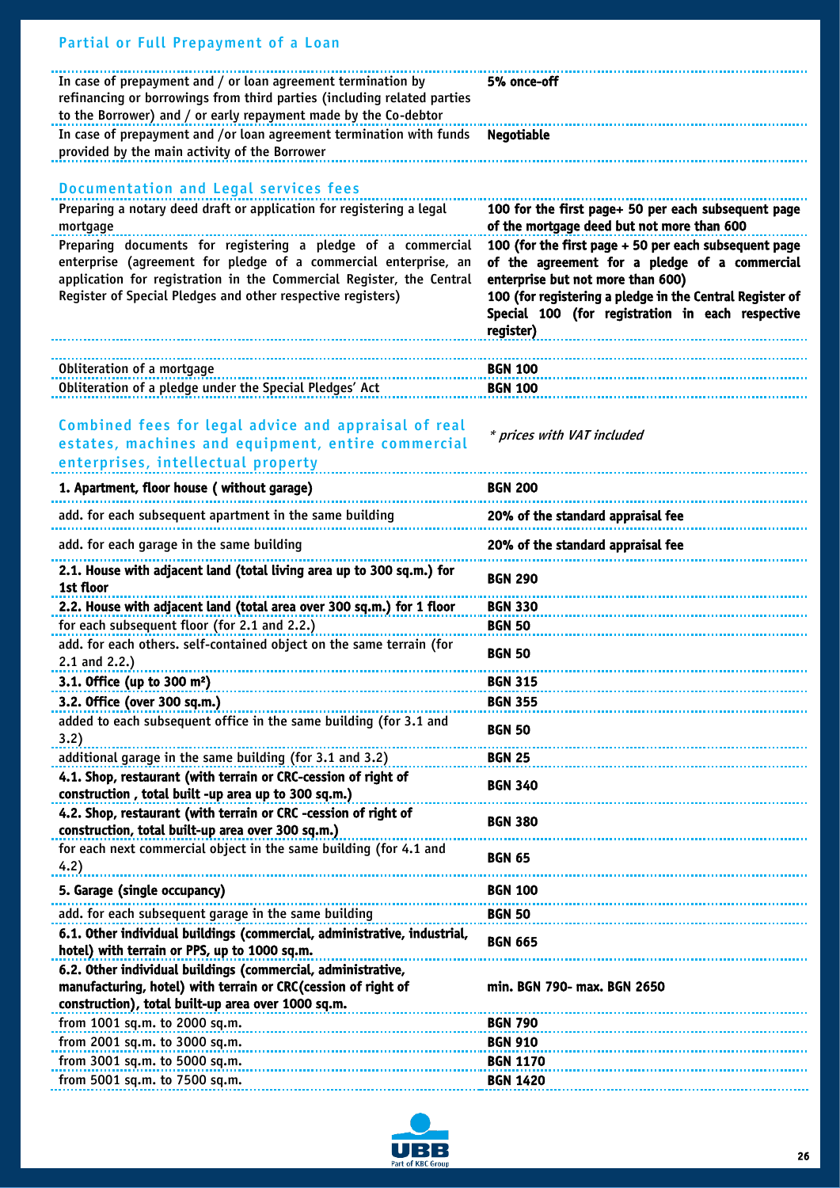## Partial or Full Prepayment of a Loan

| | |
|---|---|
| In case of prepayment and / or loan agreement termination by refinancing or borrowings from third parties (including related parties to the Borrower) and / or early repayment made by the Co-debtor | **5% once-off** |
| In case of prepayment and /or loan agreement termination with funds provided by the main activity of the Borrower | **Negotiable** |

## Documentation and Legal services fees

| | |
|---|---|
| Preparing a notary deed draft or application for registering a legal mortgage | **100 for the first page+ 50 per each subsequent page of the mortgage deed but not more than 600** |
| Preparing documents for registering a pledge of a commercial enterprise (agreement for pledge of a commercial enterprise, an application for registration in the Commercial Register, the Central Register of Special Pledges and other respective registers) | **100 (for the first page + 50 per each subsequent page of the agreement for a pledge of a commercial enterprise but not more than 600)** **100 (for registering a pledge in the Central Register of Special 100 (for registration in each respective register)** |
| Obliteration of a mortgage | **BGN 100** |
| Obliteration of a pledge under the Special Pledges' Act | **BGN 100** |

## Combined fees for legal advice and appraisal of real estates, machines and equipment, entire commercial enterprises, intellectual property

*\* prices with VAT included*

| | |
|---|---|
| **1. Apartment, floor house ( without garage)** | **BGN 200** |
| add. for each subsequent apartment in the same building | **20% of the standard appraisal fee** |
| add. for each garage in the same building | **20% of the standard appraisal fee** |
| **2.1. House with adjacent land (total living area up to 300 sq.m.) for 1st floor** | **BGN 290** |
| **2.2. House with adjacent land (total area over 300 sq.m.) for 1 floor** | **BGN 330** |
| for each subsequent floor (for 2.1 and 2.2.) | **BGN 50** |
| add. for each others. self-contained object on the same terrain (for 2.1 and 2.2.) | **BGN 50** |
| **3.1. Office (up to 300 m²)** | **BGN 315** |
| **3.2. Office (over 300 sq.m.)** | **BGN 355** |
| added to each subsequent office in the same building (for 3.1 and 3.2) | **BGN 50** |
| additional garage in the same building (for 3.1 and 3.2) | **BGN 25** |
| **4.1. Shop, restaurant (with terrain or CRC-cession of right of construction , total built -up area up to 300 sq.m.)** | **BGN 340** |
| **4.2. Shop, restaurant (with terrain or CRC -cession of right of construction, total built-up area over 300 sq.m.)** | **BGN 380** |
| for each next commercial object in the same building (for 4.1 and 4.2) | **BGN 65** |
| **5. Garage (single occupancy)** | **BGN 100** |
| add. for each subsequent garage in the same building | **BGN 50** |
| **6.1. Other individual buildings (commercial, administrative, industrial, hotel) with terrain or PPS, up to 1000 sq.m.** | **BGN 665** |
| **6.2. Other individual buildings (commercial, administrative, manufacturing, hotel) with terrain or CRC(cession of right of construction), total built-up area over 1000 sq.m.** | **min. BGN 790- max. BGN 2650** |
| from 1001 sq.m. to 2000 sq.m. | **BGN 790** |
| from 2001 sq.m. to 3000 sq.m. | **BGN 910** |
| from 3001 sq.m. to 5000 sq.m. | **BGN 1170** |
| from 5001 sq.m. to 7500 sq.m. | **BGN 1420** |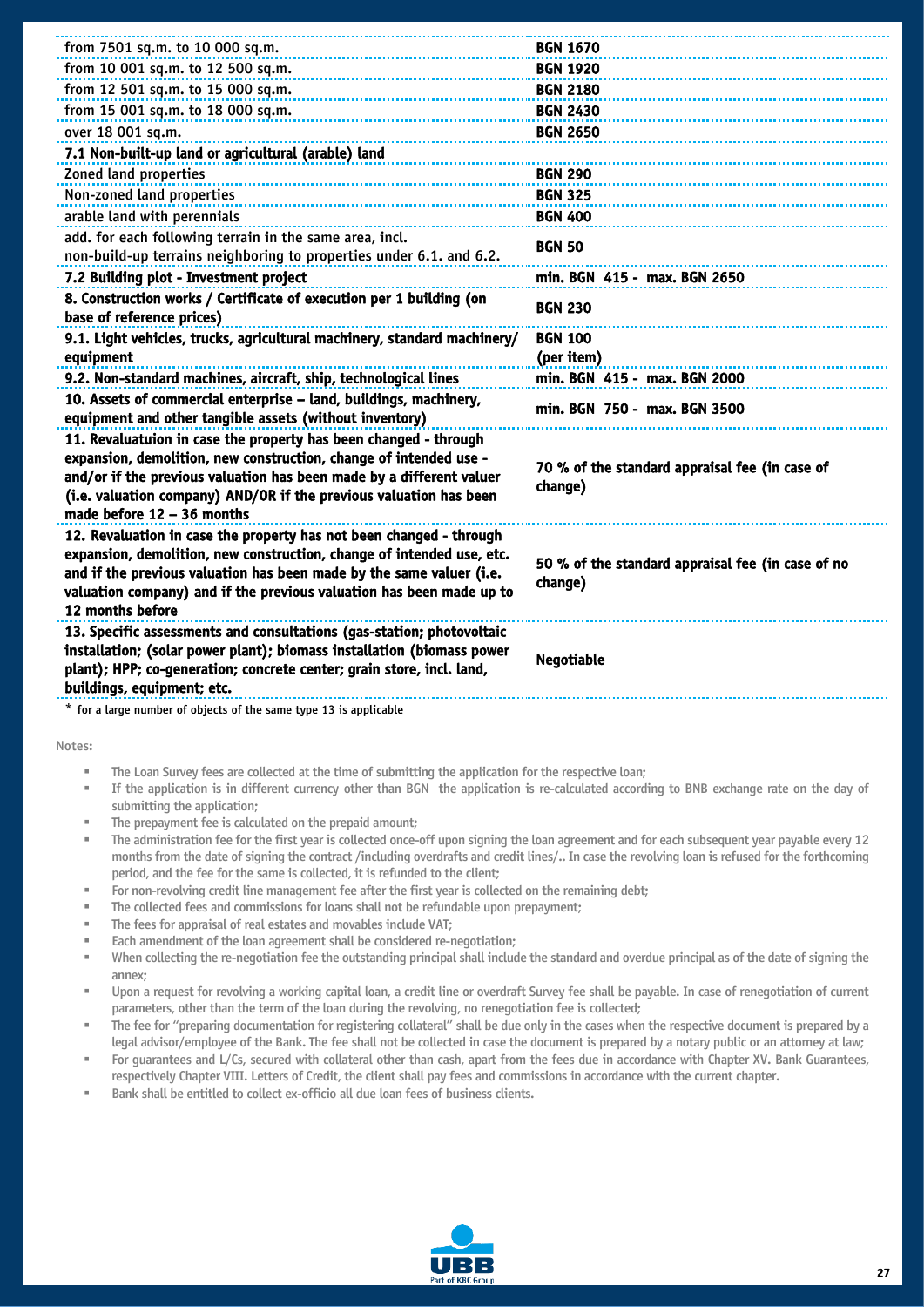| | |
|---|---|
| from 7501 sq.m. to 10 000 sq.m. | BGN 1670 |
| from 10 001 sq.m. to 12 500 sq.m. | BGN 1920 |
| from 12 501 sq.m. to 15 000 sq.m. | BGN 2180 |
| from 15 001 sq.m. to 18 000 sq.m. | BGN 2430 |
| over 18 001 sq.m. | BGN 2650 |
| **7.1 Non-built-up land or agricultural (arable) land** | |
| Zoned land properties | BGN 290 |
| Non-zoned land properties | BGN 325 |
| arable land with perennials | BGN 400 |
| add. for each following terrain in the same area, incl. non-build-up terrains neighboring to properties under 6.1. and 6.2. | BGN 50 |
| **7.2 Building plot - Investment project** | min. BGN 415 - max. BGN 2650 |
| **8. Construction works / Certificate of execution per 1 building (on base of reference prices)** | BGN 230 |
| **9.1. Light vehicles, trucks, agricultural machinery, standard machinery/ equipment** | BGN 100 (per item) |
| **9.2. Non-standard machines, aircraft, ship, technological lines** | min. BGN 415 - max. BGN 2000 |
| **10. Assets of commercial enterprise – land, buildings, machinery, equipment and other tangible assets (without inventory)** | min. BGN 750 - max. BGN 3500 |
| **11. Revaluatuion in case the property has been changed - through expansion, demolition, new construction, change of intended use - and/or if the previous valuation has been made by a different valuer (i.e. valuation company) AND/OR if the previous valuation has been made before 12 – 36 months** | 70 % of the standard appraisal fee (in case of change) |
| **12. Revaluation in case the property has not been changed - through expansion, demolition, new construction, change of intended use, etc. and if the previous valuation has been made by the same valuer (i.e. valuation company) and if the previous valuation has been made up to 12 months before** | 50 % of the standard appraisal fee (in case of no change) |
| **13. Specific assessments and consultations (gas-station; photovoltaic installation; (solar power plant); biomass installation (biomass power plant); HPP; co-generation; concrete center; grain store, incl. land, buildings, equipment; etc.** | Negotiable |

* for a large number of objects of the same type 13 is applicable

Notes:

- The Loan Survey fees are collected at the time of submitting the application for the respective loan;
- If the application is in different currency other than BGN the application is re-calculated according to BNB exchange rate on the day of submitting the application;
- The prepayment fee is calculated on the prepaid amount;
- The administration fee for the first year is collected once-off upon signing the loan agreement and for each subsequent year payable every 12 months from the date of signing the contract /including overdrafts and credit lines/.. In case the revolving loan is refused for the forthcoming period, and the fee for the same is collected, it is refunded to the client;
- For non-revolving credit line management fee after the first year is collected on the remaining debt;
- The collected fees and commissions for loans shall not be refundable upon prepayment;
- The fees for appraisal of real estates and movables include VAT;
- Each amendment of the loan agreement shall be considered re-negotiation;
- When collecting the re-negotiation fee the outstanding principal shall include the standard and overdue principal as of the date of signing the annex;
- Upon a request for revolving a working capital loan, a credit line or overdraft Survey fee shall be payable. In case of renegotiation of current parameters, other than the term of the loan during the revolving, no renegotiation fee is collected;
- The fee for "preparing documentation for registering collateral" shall be due only in the cases when the respective document is prepared by a legal advisor/employee of the Bank. The fee shall not be collected in case the document is prepared by a notary public or an attorney at law;
- For guarantees and L/Cs, secured with collateral other than cash, apart from the fees due in accordance with Chapter XV. Bank Guarantees, respectively Chapter VIII. Letters of Credit, the client shall pay fees and commissions in accordance with the current chapter.
- Bank shall be entitled to collect ex-officio all due loan fees of business clients.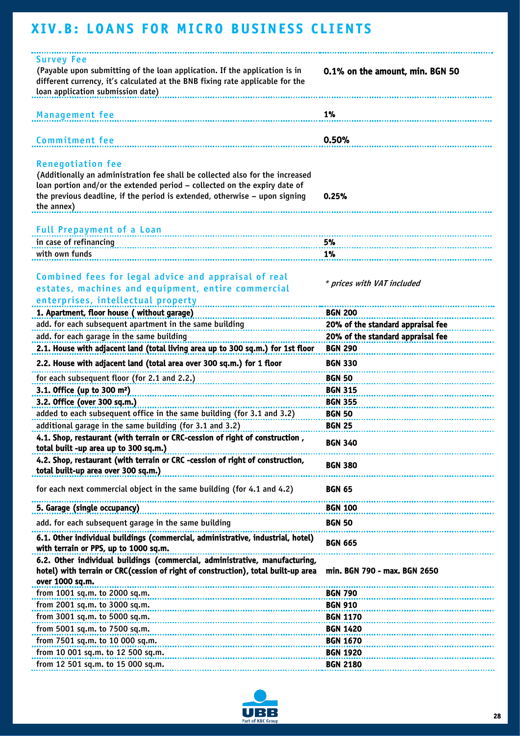# XIV.B: LOANS FOR MICRO BUSINESS CLIENTS

| | |
|---|---|
| **Survey Fee**<br>(Payable upon submitting of the loan application. If the application is in different currency, it's calculated at the BNB fixing rate applicable for the loan application submission date) | **0.1% on the amount, min. BGN 50** |
| **Management fee** | **1%** |
| **Commitment fee** | **0.50%** |
| **Renegotiation fee**<br>(Additionally an administration fee shall be collected also for the increased loan portion and/or the extended period – collected on the expiry date of the previous deadline, if the period is extended, otherwise – upon signing the annex) | **0.25%** |
| **Full Prepayment of a Loan** | |
| in case of refinancing | **5%** |
| with own funds | **1%** |
| **Combined fees for legal advice and appraisal of real estates, machines and equipment, entire commercial enterprises, intellectual property** | *\* prices with VAT included* |
| **1. Apartment, floor house ( without garage)** | **BGN 200** |
| add. for each subsequent apartment in the same building | **20% of the standard appraisal fee** |
| add. for each garage in the same building | **20% of the standard appraisal fee** |
| **2.1. House with adjacent land (total living area up to 300 sq.m.) for 1st floor** | **BGN 290** |
| **2.2. House with adjacent land (total area over 300 sq.m.) for 1 floor** | **BGN 330** |
| for each subsequent floor (for 2.1 and 2.2.) | **BGN 50** |
| **3.1. Office (up to 300 m²)** | **BGN 315** |
| **3.2. Office (over 300 sq.m.)** | **BGN 355** |
| added to each subsequent office in the same building (for 3.1 and 3.2) | **BGN 50** |
| additional garage in the same building (for 3.1 and 3.2) | **BGN 25** |
| **4.1. Shop, restaurant (with terrain or CRC-cession of right of construction , total built -up area up to 300 sq.m.)** | **BGN 340** |
| **4.2. Shop, restaurant (with terrain or CRC -cession of right of construction, total built-up area over 300 sq.m.)** | **BGN 380** |
| for each next commercial object in the same building (for 4.1 and 4.2) | **BGN 65** |
| **5. Garage (single occupancy)** | **BGN 100** |
| add. for each subsequent garage in the same building | **BGN 50** |
| **6.1. Other individual buildings (commercial, administrative, industrial, hotel) with terrain or PPS, up to 1000 sq.m.** | **BGN 665** |
| **6.2. Other individual buildings (commercial, administrative, manufacturing, hotel) with terrain or CRC(cession of right of construction), total built-up area over 1000 sq.m.** | **min. BGN 790 - max. BGN 2650** |
| from 1001 sq.m. to 2000 sq.m. | **BGN 790** |
| from 2001 sq.m. to 3000 sq.m. | **BGN 910** |
| from 3001 sq.m. to 5000 sq.m. | **BGN 1170** |
| from 5001 sq.m. to 7500 sq.m. | **BGN 1420** |
| from 7501 sq.m. to 10 000 sq.m. | **BGN 1670** |
| from 10 001 sq.m. to 12 500 sq.m. | **BGN 1920** |
| from 12 501 sq.m. to 15 000 sq.m. | **BGN 2180** |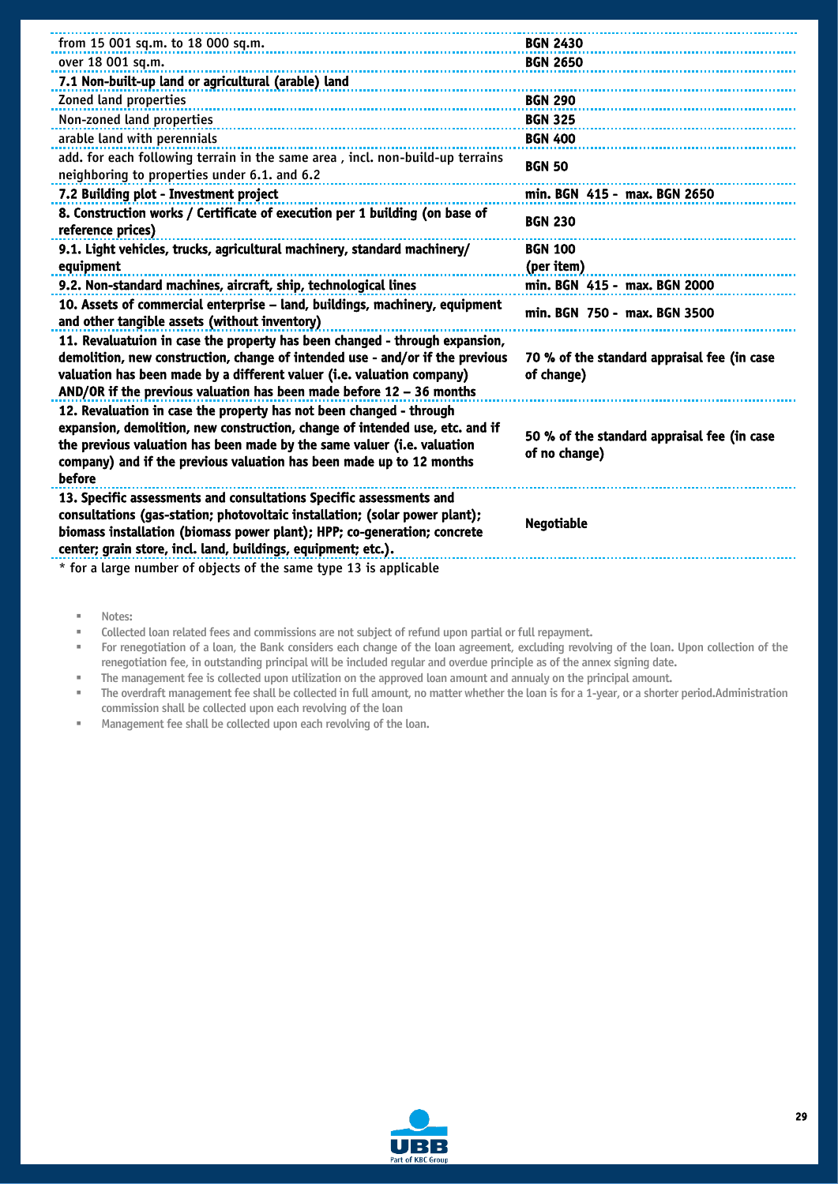| | |
|---|---|
| from 15 001 sq.m. to 18 000 sq.m. | **BGN 2430** |
| over 18 001 sq.m. | **BGN 2650** |
| **7.1 Non-built-up land or agricultural (arable) land** | |
| Zoned land properties | **BGN 290** |
| Non-zoned land properties | **BGN 325** |
| arable land with perennials | **BGN 400** |
| add. for each following terrain in the same area , incl. non-build-up terrains neighboring to properties under 6.1. and 6.2 | **BGN 50** |
| **7.2 Building plot - Investment project** | **min. BGN 415 - max. BGN 2650** |
| **8. Construction works / Certificate of execution per 1 building (on base of reference prices)** | **BGN 230** |
| **9.1. Light vehicles, trucks, agricultural machinery, standard machinery/ equipment** | **BGN 100 (per item)** |
| **9.2. Non-standard machines, aircraft, ship, technological lines** | **min. BGN 415 - max. BGN 2000** |
| **10. Assets of commercial enterprise – land, buildings, machinery, equipment and other tangible assets (without inventory)** | **min. BGN 750 - max. BGN 3500** |
| **11. Revaluatuion in case the property has been changed - through expansion, demolition, new construction, change of intended use - and/or if the previous valuation has been made by a different valuer (i.e. valuation company) AND/OR if the previous valuation has been made before 12 – 36 months** | **70 % of the standard appraisal fee (in case of change)** |
| **12. Revaluation in case the property has not been changed - through expansion, demolition, new construction, change of intended use, etc. and if the previous valuation has been made by the same valuer (i.e. valuation company) and if the previous valuation has been made up to 12 months before** | **50 % of the standard appraisal fee (in case of no change)** |
| **13. Specific assessments and consultations Specific assessments and consultations (gas-station; photovoltaic installation; (solar power plant); biomass installation (biomass power plant); HPP; co-generation; concrete center; grain store, incl. land, buildings, equipment; etc.).** | **Negotiable** |

* for a large number of objects of the same type 13 is applicable

- Notes:
- Collected loan related fees and commissions are not subject of refund upon partial or full repayment.
- For renegotiation of a loan, the Bank considers each change of the loan agreement, excluding revolving of the loan. Upon collection of the renegotiation fee, in outstanding principal will be included regular and overdue principle as of the annex signing date.
- The management fee is collected upon utilization on the approved loan amount and annualy on the principal amount.
- The overdraft management fee shall be collected in full amount, no matter whether the loan is for a 1-year, or a shorter period.Administration commission shall be collected upon each revolving of the loan
- Management fee shall be collected upon each revolving of the loan.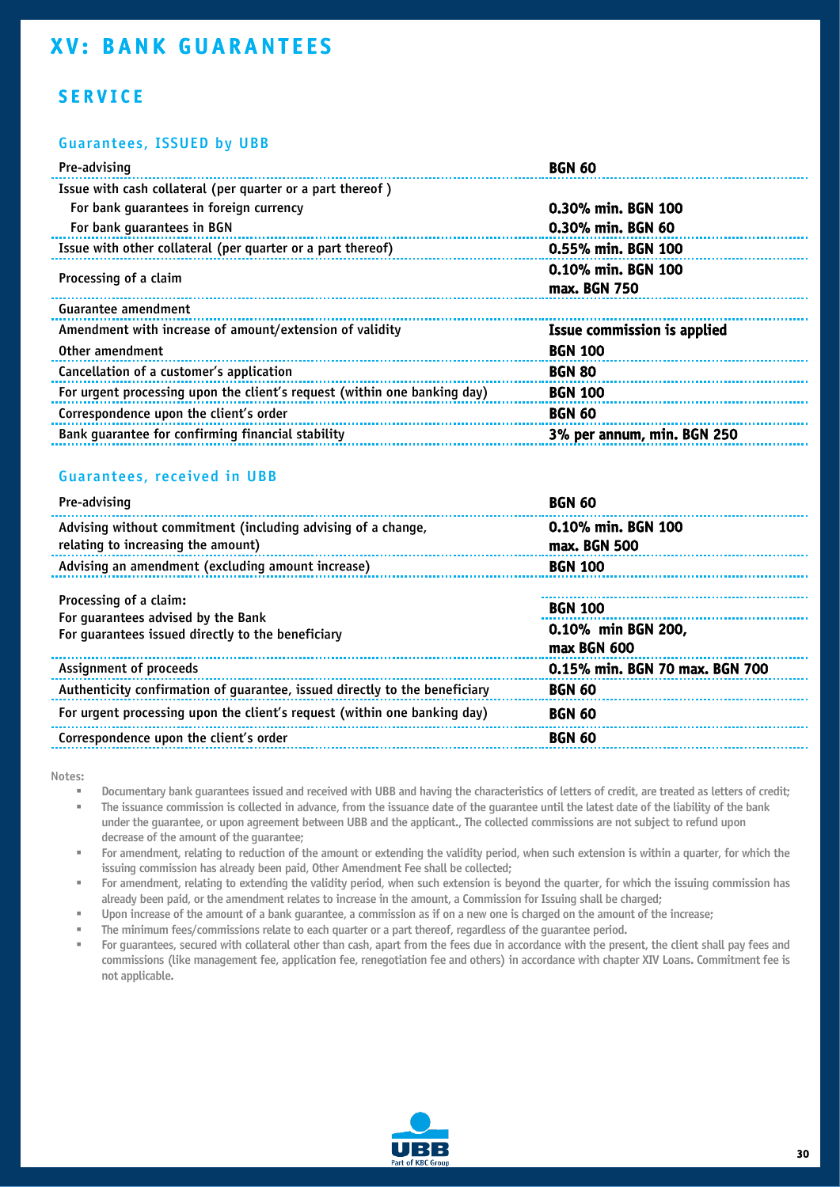# XV: BANK GUARANTEES

## SERVICE

### Guarantees, ISSUED by UBB

| | |
|---|---|
| Pre-advising | **BGN 60** |
| Issue with cash collateral (per quarter or a part thereof ) | |
| For bank guarantees in foreign currency | **0.30% min. BGN 100** |
| For bank guarantees in BGN | **0.30% min. BGN 60** |
| Issue with other collateral (per quarter or a part thereof) | **0.55% min. BGN 100** |
| Processing of a claim | **0.10% min. BGN 100 max. BGN 750** |
| Guarantee amendment | |
| Amendment with increase of amount/extension of validity | **Issue commission is applied** |
| Other amendment | **BGN 100** |
| Cancellation of a customer's application | **BGN 80** |
| For urgent processing upon the client's request (within one banking day) | **BGN 100** |
| Correspondence upon the client's order | **BGN 60** |
| Bank guarantee for confirming financial stability | **3% per annum, min. BGN 250** |

### Guarantees, received in UBB

| | |
|---|---|
| Pre-advising | **BGN 60** |
| Advising without commitment (including advising of a change, relating to increasing the amount) | **0.10% min. BGN 100 max. BGN 500** |
| Advising an amendment (excluding amount increase) | **BGN 100** |
| Processing of a claim: | |
| For guarantees advised by the Bank | **BGN 100** |
| For guarantees issued directly to the beneficiary | **0.10% min BGN 200, max BGN 600** |
| Assignment of proceeds | **0.15% min. BGN 70 max. BGN 700** |
| Authenticity confirmation of guarantee, issued directly to the beneficiary | **BGN 60** |
| For urgent processing upon the client's request (within one banking day) | **BGN 60** |
| Correspondence upon the client's order | **BGN 60** |

Notes:

- Documentary bank guarantees issued and received with UBB and having the characteristics of letters of credit, are treated as letters of credit;
- The issuance commission is collected in advance, from the issuance date of the guarantee until the latest date of the liability of the bank under the guarantee, or upon agreement between UBB and the applicant., The collected commissions are not subject to refund upon decrease of the amount of the guarantee;
- For amendment, relating to reduction of the amount or extending the validity period, when such extension is within a quarter, for which the issuing commission has already been paid, Other Amendment Fee shall be collected;
- For amendment, relating to extending the validity period, when such extension is beyond the quarter, for which the issuing commission has already been paid, or the amendment relates to increase in the amount, a Commission for Issuing shall be charged;
- Upon increase of the amount of a bank guarantee, a commission as if on a new one is charged on the amount of the increase;
- The minimum fees/commissions relate to each quarter or a part thereof, regardless of the guarantee period.
- For guarantees, secured with collateral other than cash, apart from the fees due in accordance with the present, the client shall pay fees and commissions (like management fee, application fee, renegotiation fee and others) in accordance with chapter XIV Loans. Commitment fee is not applicable.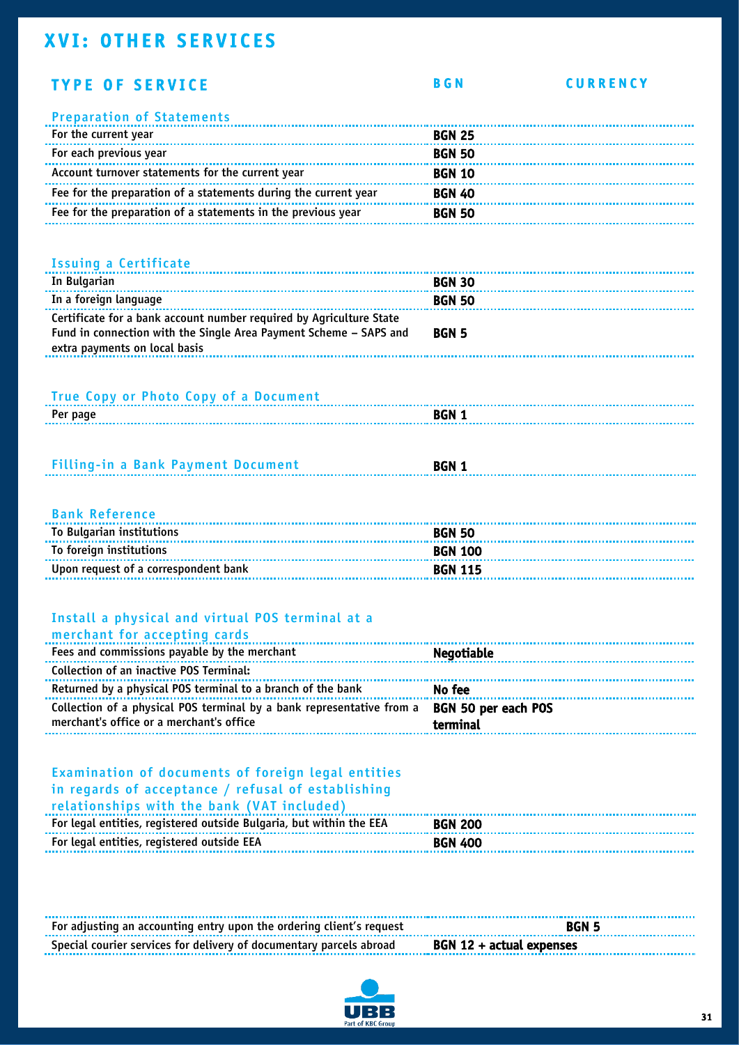# XVI: OTHER SERVICES

| TYPE OF SERVICE | BGN | CURRENCY |
|---|---|---|
| **Preparation of Statements** | | |
| For the current year | **BGN 25** | |
| For each previous year | **BGN 50** | |
| Account turnover statements for the current year | **BGN 10** | |
| Fee for the preparation of a statements during the current year | **BGN 40** | |
| Fee for the preparation of a statements in the previous year | **BGN 50** | |
| **Issuing a Certificate** | | |
| In Bulgarian | **BGN 30** | |
| In a foreign language | **BGN 50** | |
| Certificate for a bank account number required by Agriculture State Fund in connection with the Single Area Payment Scheme – SAPS and extra payments on local basis | **BGN 5** | |
| **True Copy or Photo Copy of a Document** | | |
| Per page | **BGN 1** | |
| **Filling-in a Bank Payment Document** | **BGN 1** | |
| **Bank Reference** | | |
| To Bulgarian institutions | **BGN 50** | |
| To foreign institutions | **BGN 100** | |
| Upon request of a correspondent bank | **BGN 115** | |
| **Install a physical and virtual POS terminal at a merchant for accepting cards** | | |
| Fees and commissions payable by the merchant | **Negotiable** | |
| Collection of an inactive POS Terminal: | | |
| Returned by a physical POS terminal to a branch of the bank | **No fee** | |
| Collection of a physical POS terminal by a bank representative from a merchant's office or a merchant's office | **BGN 50 per each POS terminal** | |
| **Examination of documents of foreign legal entities in regards of acceptance / refusal of establishing relationships with the bank (VAT included)** | | |
| For legal entities, registered outside Bulgaria, but within the EEA | **BGN 200** | |
| For legal entities, registered outside EEA | **BGN 400** | |
| For adjusting an accounting entry upon the ordering client's request | | **BGN 5** |
| Special courier services for delivery of documentary parcels abroad | **BGN 12 + actual expenses** | |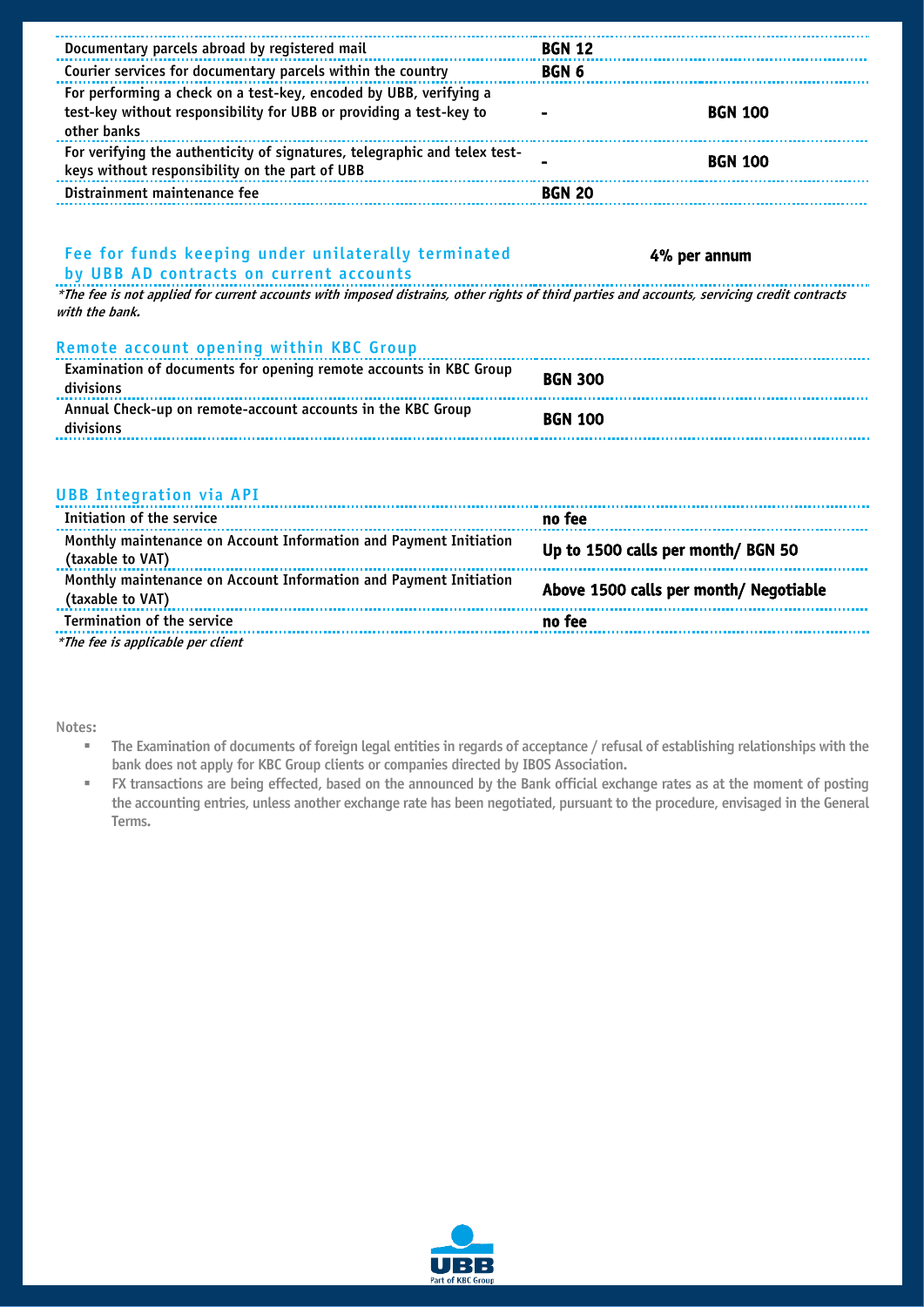| | | |
|---|---|---|
| Documentary parcels abroad by registered mail | **BGN 12** | |
| Courier services for documentary parcels within the country | **BGN 6** | |
| For performing a check on a test-key, encoded by UBB, verifying a test-key without responsibility for UBB or providing a test-key to other banks | **-** | **BGN 100** |
| For verifying the authenticity of signatures, telegraphic and telex test-keys without responsibility on the part of UBB | **-** | **BGN 100** |
| Distrainment maintenance fee | **BGN 20** | |

## Fee for funds keeping under unilaterally terminated by UBB AD contracts on current accounts — **4% per annum**

*\*The fee is not applied for current accounts with imposed distrains, other rights of third parties and accounts, servicing credit contracts with the bank.*

## Remote account opening within KBC Group

| | |
|---|---|
| Examination of documents for opening remote accounts in KBC Group divisions | **BGN 300** |
| Annual Check-up on remote-account accounts in the KBC Group divisions | **BGN 100** |

## UBB Integration via API

| | |
|---|---|
| Initiation of the service | **no fee** |
| Monthly maintenance on Account Information and Payment Initiation (taxable to VAT) | **Up to 1500 calls per month/ BGN 50** |
| Monthly maintenance on Account Information and Payment Initiation (taxable to VAT) | **Above 1500 calls per month/ Negotiable** |
| Termination of the service | **no fee** |

*\*The fee is applicable per client*

Notes:

- The Examination of documents of foreign legal entities in regards of acceptance / refusal of establishing relationships with the bank does not apply for KBC Group clients or companies directed by IBOS Association.
- FX transactions are being effected, based on the announced by the Bank official exchange rates as at the moment of posting the accounting entries, unless another exchange rate has been negotiated, pursuant to the procedure, envisaged in the General Terms.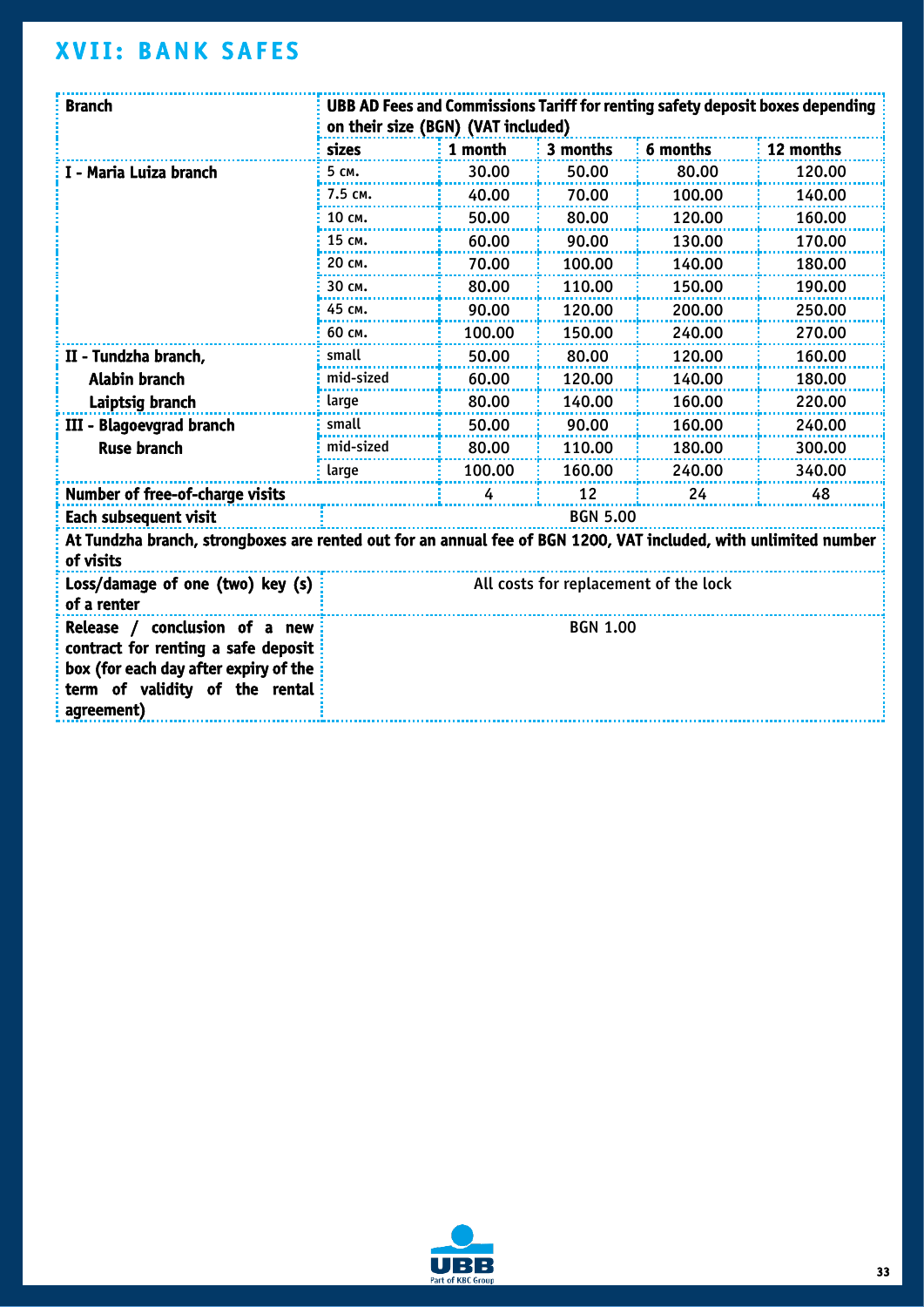# XVII: BANK SAFES

| Branch | UBB AD Fees and Commissions Tariff for renting safety deposit boxes depending on their size (BGN) (VAT included) | | | | |
|---|---|---|---|---|---|
| | sizes | 1 month | 3 months | 6 months | 12 months |
| I - Maria Luiza branch | 5 см. | 30.00 | 50.00 | 80.00 | 120.00 |
| | 7.5 см. | 40.00 | 70.00 | 100.00 | 140.00 |
| | 10 см. | 50.00 | 80.00 | 120.00 | 160.00 |
| | 15 см. | 60.00 | 90.00 | 130.00 | 170.00 |
| | 20 см. | 70.00 | 100.00 | 140.00 | 180.00 |
| | 30 см. | 80.00 | 110.00 | 150.00 | 190.00 |
| | 45 см. | 90.00 | 120.00 | 200.00 | 250.00 |
| | 60 см. | 100.00 | 150.00 | 240.00 | 270.00 |
| II - Tundzha branch, Alabin branch Laiptsig branch | small | 50.00 | 80.00 | 120.00 | 160.00 |
| | mid-sized | 60.00 | 120.00 | 140.00 | 180.00 |
| | large | 80.00 | 140.00 | 160.00 | 220.00 |
| III - Blagoevgrad branch Ruse branch | small | 50.00 | 90.00 | 160.00 | 240.00 |
| | mid-sized | 80.00 | 110.00 | 180.00 | 300.00 |
| | large | 100.00 | 160.00 | 240.00 | 340.00 |
| Number of free-of-charge visits | | 4 | 12 | 24 | 48 |
| Each subsequent visit | BGN 5.00 | | | | |
| At Tundzha branch, strongboxes are rented out for an annual fee of BGN 1200, VAT included, with unlimited number of visits | | | | | |
| Loss/damage of one (two) key (s) of a renter | All costs for replacement of the lock | | | | |
| Release / conclusion of a new contract for renting a safe deposit box (for each day after expiry of the term of validity of the rental agreement) | BGN 1.00 | | | | |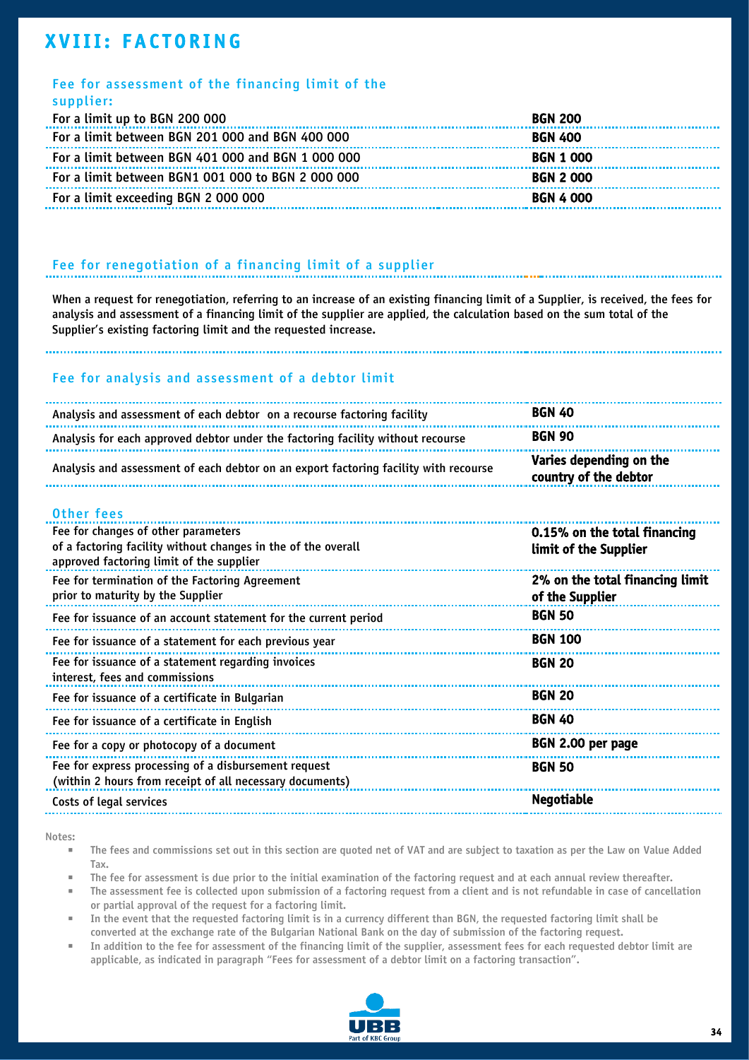# XVIII: FACTORING

## Fee for assessment of the financing limit of the supplier:

| | |
|---|---|
| For a limit up to BGN 200 000 | **BGN 200** |
| For a limit between BGN 201 000 and BGN 400 000 | **BGN 400** |
| For a limit between BGN 401 000 and BGN 1 000 000 | **BGN 1 000** |
| For a limit between BGN1 001 000 to BGN 2 000 000 | **BGN 2 000** |
| For a limit exceeding BGN 2 000 000 | **BGN 4 000** |

## Fee for renegotiation of a financing limit of a supplier

**When a request for renegotiation, referring to an increase of an existing financing limit of a Supplier, is received, the fees for analysis and assessment of a financing limit of the supplier are applied, the calculation based on the sum total of the Supplier's existing factoring limit and the requested increase.**

## Fee for analysis and assessment of a debtor limit

| | |
|---|---|
| Analysis and assessment of each debtor on a recourse factoring facility | **BGN 40** |
| Analysis for each approved debtor under the factoring facility without recourse | **BGN 90** |
| Analysis and assessment of each debtor on an export factoring facility with recourse | **Varies depending on the country of the debtor** |

## Other fees

| | |
|---|---|
| Fee for changes of other parameters of a factoring facility without changes in the of the overall approved factoring limit of the supplier | **0.15% on the total financing limit of the Supplier** |
| Fee for termination of the Factoring Agreement prior to maturity by the Supplier | **2% on the total financing limit of the Supplier** |
| Fee for issuance of an account statement for the current period | **BGN 50** |
| Fee for issuance of a statement for each previous year | **BGN 100** |
| Fee for issuance of a statement regarding invoices interest, fees and commissions | **BGN 20** |
| Fee for issuance of a certificate in Bulgarian | **BGN 20** |
| Fee for issuance of a certificate in English | **BGN 40** |
| Fee for a copy or photocopy of a document | **BGN 2.00 per page** |
| Fee for express processing of a disbursement request (within 2 hours from receipt of all necessary documents) | **BGN 50** |
| Costs of legal services | **Negotiable** |

Notes:

- The fees and commissions set out in this section are quoted net of VAT and are subject to taxation as per the Law on Value Added Tax.
- The fee for assessment is due prior to the initial examination of the factoring request and at each annual review thereafter.
- The assessment fee is collected upon submission of a factoring request from a client and is not refundable in case of cancellation or partial approval of the request for a factoring limit.
- In the event that the requested factoring limit is in a currency different than BGN, the requested factoring limit shall be converted at the exchange rate of the Bulgarian National Bank on the day of submission of the factoring request.
- In addition to the fee for assessment of the financing limit of the supplier, assessment fees for each requested debtor limit are applicable, as indicated in paragraph "Fees for assessment of a debtor limit on a factoring transaction".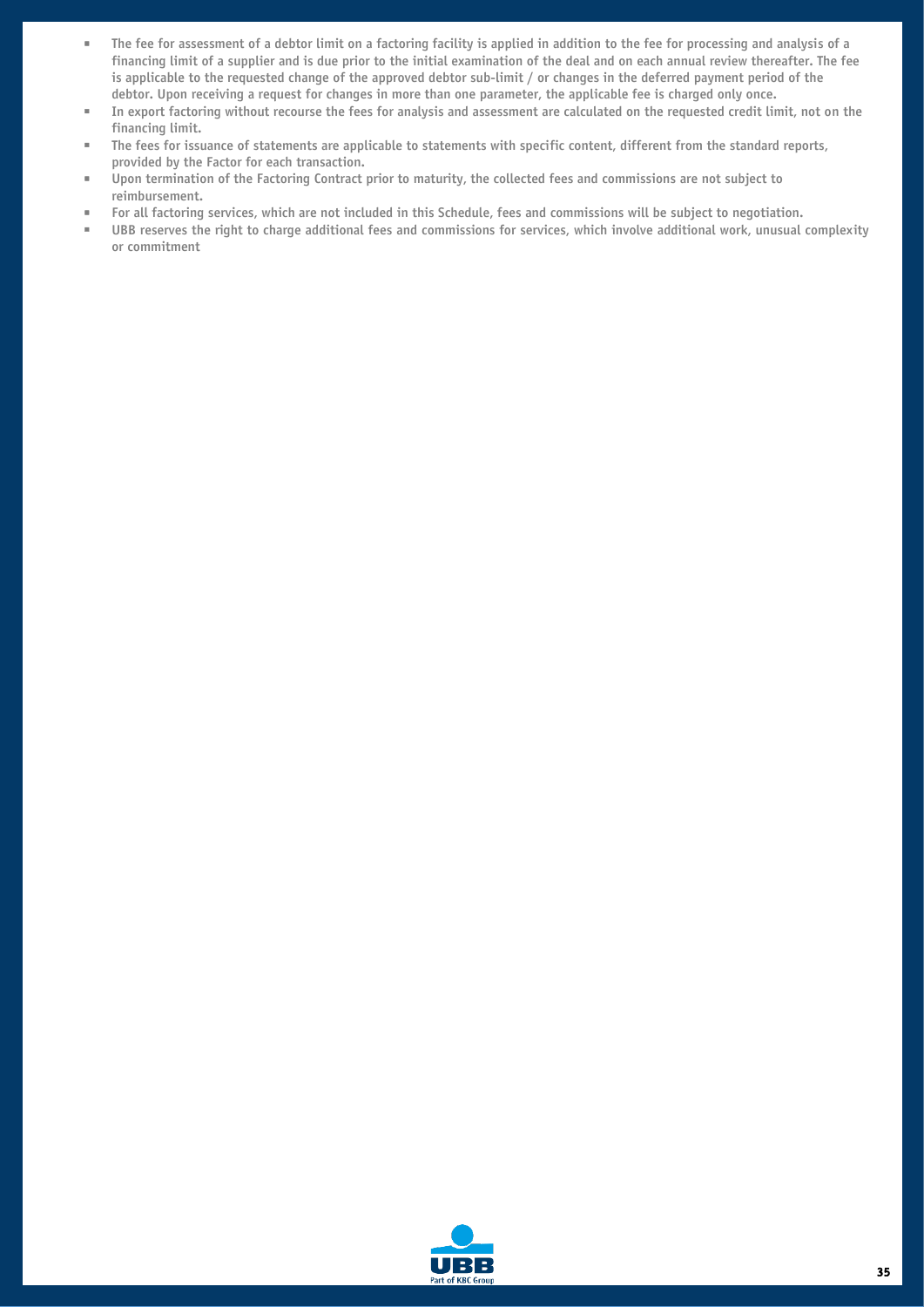- The fee for assessment of a debtor limit on a factoring facility is applied in addition to the fee for processing and analysis of a financing limit of a supplier and is due prior to the initial examination of the deal and on each annual review thereafter. The fee is applicable to the requested change of the approved debtor sub-limit / or changes in the deferred payment period of the debtor. Upon receiving a request for changes in more than one parameter, the applicable fee is charged only once.
- In export factoring without recourse the fees for analysis and assessment are calculated on the requested credit limit, not on the financing limit.
- The fees for issuance of statements are applicable to statements with specific content, different from the standard reports, provided by the Factor for each transaction.
- Upon termination of the Factoring Contract prior to maturity, the collected fees and commissions are not subject to reimbursement.
- For all factoring services, which are not included in this Schedule, fees and commissions will be subject to negotiation.
- UBB reserves the right to charge additional fees and commissions for services, which involve additional work, unusual complexity or commitment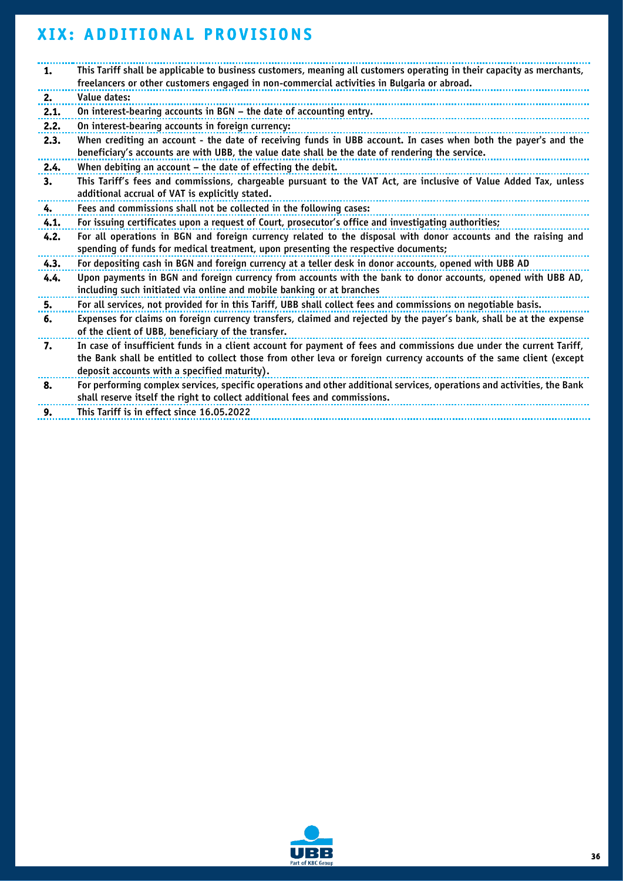# XIX: ADDITIONAL PROVISIONS

| | |
|---|---|
| **1.** | **This Tariff shall be applicable to business customers, meaning all customers operating in their capacity as merchants, freelancers or other customers engaged in non-commercial activities in Bulgaria or abroad.** |
| **2.** | **Value dates:** |
| **2.1.** | On interest-bearing accounts in BGN – the date of accounting entry. |
| **2.2.** | On interest-bearing accounts in foreign currency: |
| **2.3.** | When crediting an account - the date of receiving funds in UBB account. In cases when both the payer's and the beneficiary's accounts are with UBB, the value date shall be the date of rendering the service. |
| **2.4.** | When debiting an account – the date of effecting the debit. |
| **3.** | **This Tariff's fees and commissions, chargeable pursuant to the VAT Act, are inclusive of Value Added Tax, unless additional accrual of VAT is explicitly stated.** |
| **4.** | **Fees and commissions shall not be collected in the following cases:** |
| **4.1.** | For issuing certificates upon a request of Court, prosecutor's office and investigating authorities; |
| **4.2.** | For all operations in BGN and foreign currency related to the disposal with donor accounts and the raising and spending of funds for medical treatment, upon presenting the respective documents; |
| **4.3.** | For depositing cash in BGN and foreign currency at a teller desk in donor accounts, opened with UBB AD |
| **4.4.** | Upon payments in BGN and foreign currency from accounts with the bank to donor accounts, opened with UBB AD, including such initiated via online and mobile banking or at branches |
| **5.** | **For all services, not provided for in this Tariff, UBB shall collect fees and commissions on negotiable basis.** |
| **6.** | **Expenses for claims on foreign currency transfers, claimed and rejected by the payer's bank, shall be at the expense of the client of UBB, beneficiary of the transfer.** |
| **7.** | **In case of insufficient funds in a client account for payment of fees and commissions due under the current Tariff, the Bank shall be entitled to collect those from other leva or foreign currency accounts of the same client (except deposit accounts with a specified maturity).** |
| **8.** | **For performing complex services, specific operations and other additional services, operations and activities, the Bank shall reserve itself the right to collect additional fees and commissions.** |
| **9.** | **This Tariff is in effect since 16.05.2022** |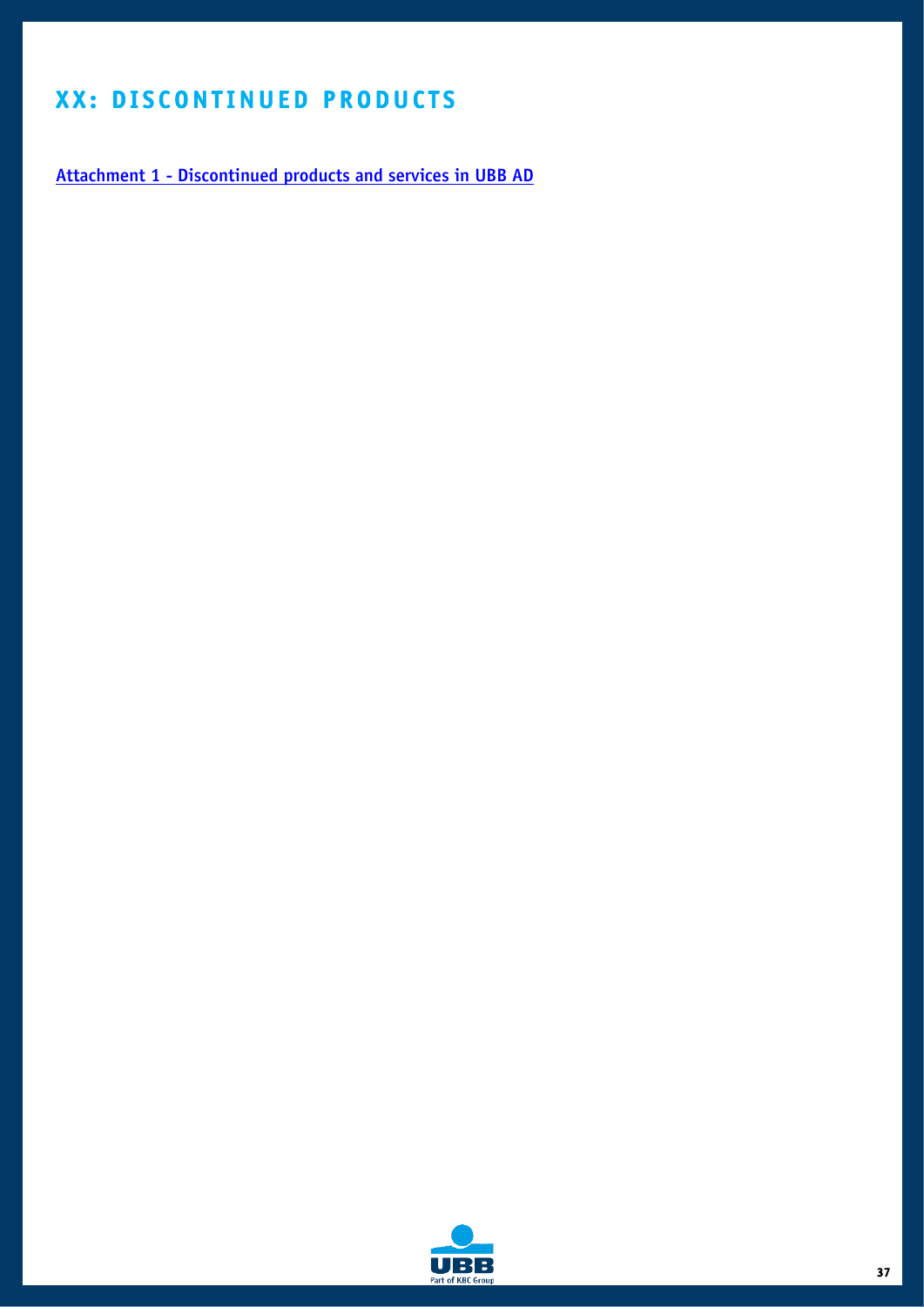# XX: DISCONTINUED PRODUCTS

[Attachment 1 - Discontinued products and services in UBB AD]